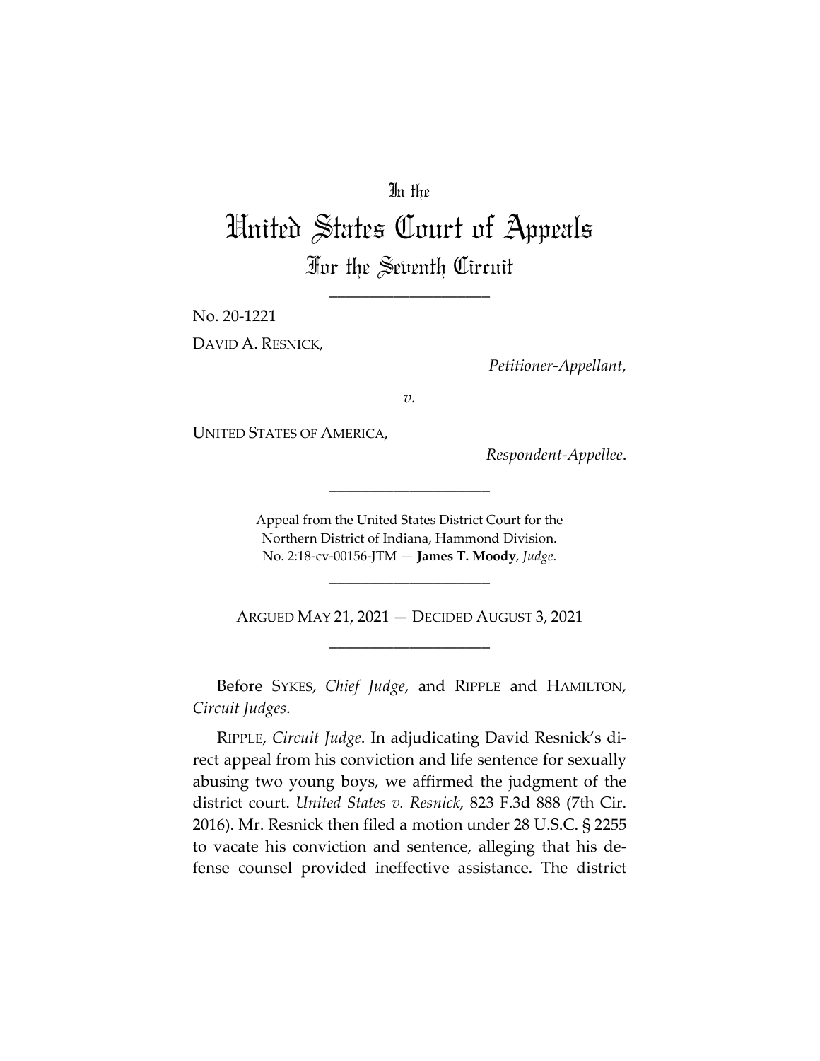In the

# United States Court of Appeals

## For the Seventh Circuit

____________________

No. 20-1221

DAVID A. RESNICK,

*Petitioner-Appellant*,

*v.*

UNITED STATES OF AMERICA,

*Respondent-Appellee*.

____________________

Appeal from the United States District Court for the Northern District of Indiana, Hammond Division.
No. 2:18-cv-00156-JTM — **James T. Moody**, *Judge*.

____________________

ARGUED MAY 21, 2021 — DECIDED AUGUST 3, 2021

____________________

Before SYKES, *Chief Judge*, and RIPPLE and HAMILTON, *Circuit Judges*.

RIPPLE, *Circuit Judge*. In adjudicating David Resnick's direct appeal from his conviction and life sentence for sexually abusing two young boys, we affirmed the judgment of the district court. *United States v. Resnick*, 823 F.3d 888 (7th Cir. 2016). Mr. Resnick then filed a motion under 28 U.S.C. § 2255 to vacate his conviction and sentence, alleging that his defense counsel provided ineffective assistance. The district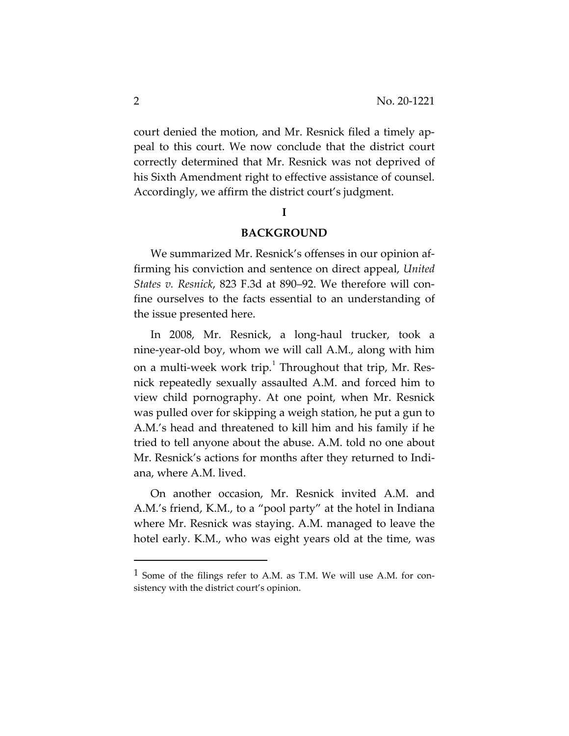court denied the motion, and Mr. Resnick filed a timely appeal to this court. We now conclude that the district court correctly determined that Mr. Resnick was not deprived of his Sixth Amendment right to effective assistance of counsel. Accordingly, we affirm the district court's judgment.

## I

## BACKGROUND

We summarized Mr. Resnick's offenses in our opinion affirming his conviction and sentence on direct appeal, *United States v. Resnick*, 823 F.3d at 890–92. We therefore will confine ourselves to the facts essential to an understanding of the issue presented here.

In 2008, Mr. Resnick, a long-haul trucker, took a nine-year-old boy, whom we will call A.M., along with him on a multi-week work trip.[1] Throughout that trip, Mr. Resnick repeatedly sexually assaulted A.M. and forced him to view child pornography. At one point, when Mr. Resnick was pulled over for skipping a weigh station, he put a gun to A.M.'s head and threatened to kill him and his family if he tried to tell anyone about the abuse. A.M. told no one about Mr. Resnick's actions for months after they returned to Indiana, where A.M. lived.

On another occasion, Mr. Resnick invited A.M. and A.M.'s friend, K.M., to a "pool party" at the hotel in Indiana where Mr. Resnick was staying. A.M. managed to leave the hotel early. K.M., who was eight years old at the time, was

---

[1] Some of the filings refer to A.M. as T.M. We will use A.M. for consistency with the district court's opinion.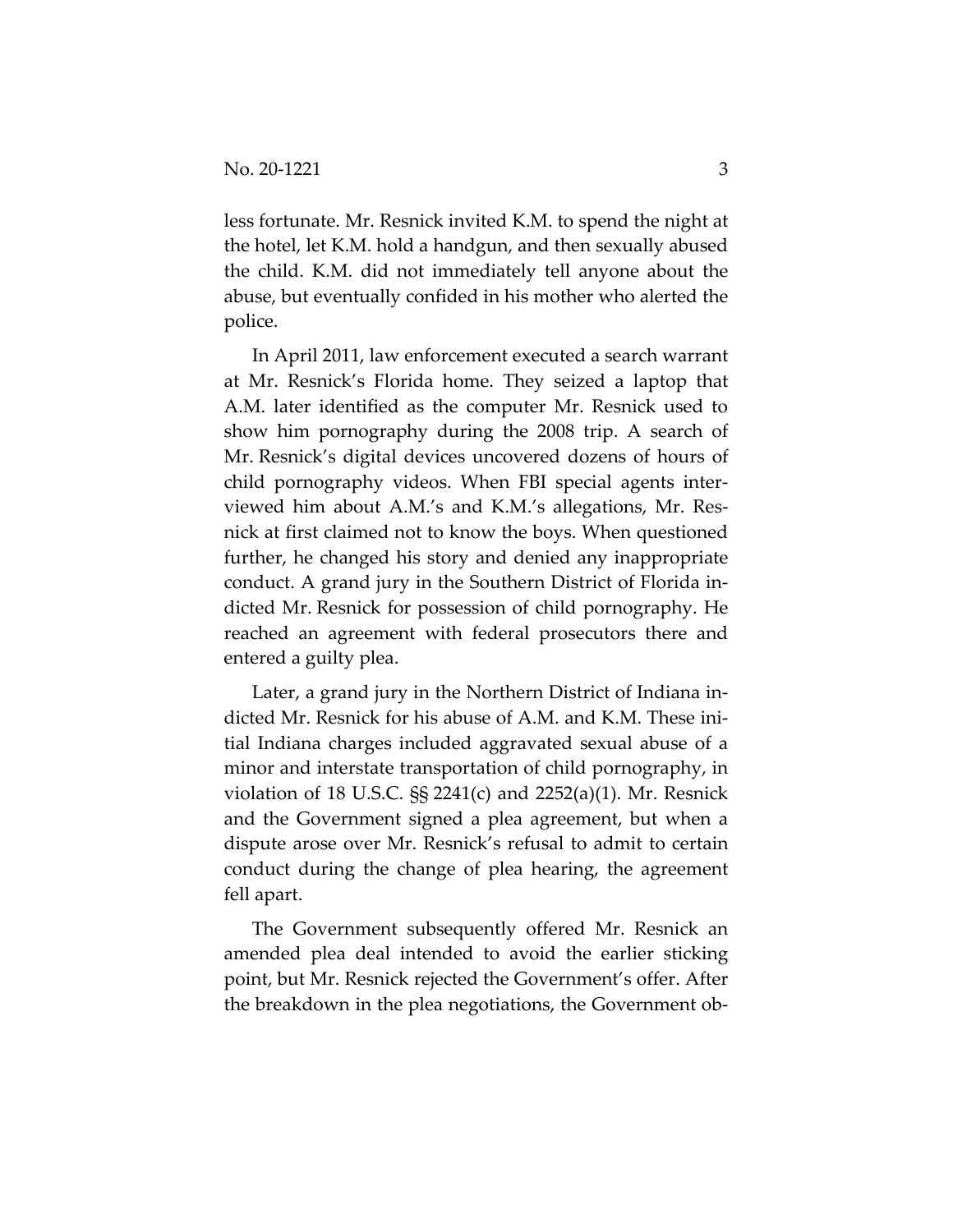less fortunate. Mr. Resnick invited K.M. to spend the night at the hotel, let K.M. hold a handgun, and then sexually abused the child. K.M. did not immediately tell anyone about the abuse, but eventually confided in his mother who alerted the police.

In April 2011, law enforcement executed a search warrant at Mr. Resnick's Florida home. They seized a laptop that A.M. later identified as the computer Mr. Resnick used to show him pornography during the 2008 trip. A search of Mr. Resnick's digital devices uncovered dozens of hours of child pornography videos. When FBI special agents interviewed him about A.M.'s and K.M.'s allegations, Mr. Resnick at first claimed not to know the boys. When questioned further, he changed his story and denied any inappropriate conduct. A grand jury in the Southern District of Florida indicted Mr. Resnick for possession of child pornography. He reached an agreement with federal prosecutors there and entered a guilty plea.

Later, a grand jury in the Northern District of Indiana indicted Mr. Resnick for his abuse of A.M. and K.M. These initial Indiana charges included aggravated sexual abuse of a minor and interstate transportation of child pornography, in violation of 18 U.S.C. §§ 2241(c) and 2252(a)(1). Mr. Resnick and the Government signed a plea agreement, but when a dispute arose over Mr. Resnick's refusal to admit to certain conduct during the change of plea hearing, the agreement fell apart.

The Government subsequently offered Mr. Resnick an amended plea deal intended to avoid the earlier sticking point, but Mr. Resnick rejected the Government's offer. After the breakdown in the plea negotiations, the Government ob-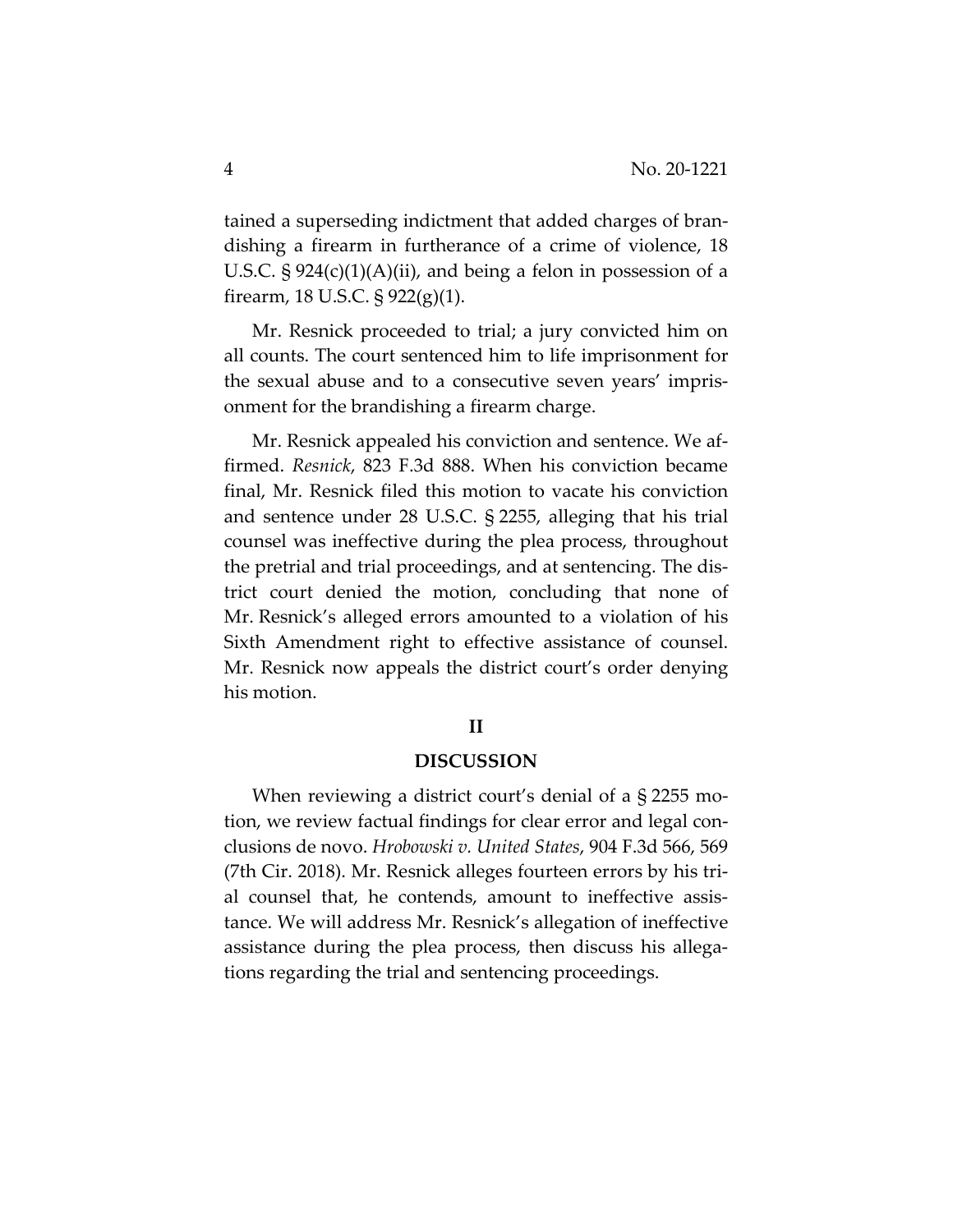tained a superseding indictment that added charges of brandishing a firearm in furtherance of a crime of violence, 18 U.S.C. § 924(c)(1)(A)(ii), and being a felon in possession of a firearm, 18 U.S.C. § 922(g)(1).

Mr. Resnick proceeded to trial; a jury convicted him on all counts. The court sentenced him to life imprisonment for the sexual abuse and to a consecutive seven years' imprisonment for the brandishing a firearm charge.

Mr. Resnick appealed his conviction and sentence. We affirmed. *Resnick*, 823 F.3d 888. When his conviction became final, Mr. Resnick filed this motion to vacate his conviction and sentence under 28 U.S.C. § 2255, alleging that his trial counsel was ineffective during the plea process, throughout the pretrial and trial proceedings, and at sentencing. The district court denied the motion, concluding that none of Mr. Resnick's alleged errors amounted to a violation of his Sixth Amendment right to effective assistance of counsel. Mr. Resnick now appeals the district court's order denying his motion.

## II

## DISCUSSION

When reviewing a district court's denial of a § 2255 motion, we review factual findings for clear error and legal conclusions de novo. *Hrobowski v. United States*, 904 F.3d 566, 569 (7th Cir. 2018). Mr. Resnick alleges fourteen errors by his trial counsel that, he contends, amount to ineffective assistance. We will address Mr. Resnick's allegation of ineffective assistance during the plea process, then discuss his allegations regarding the trial and sentencing proceedings.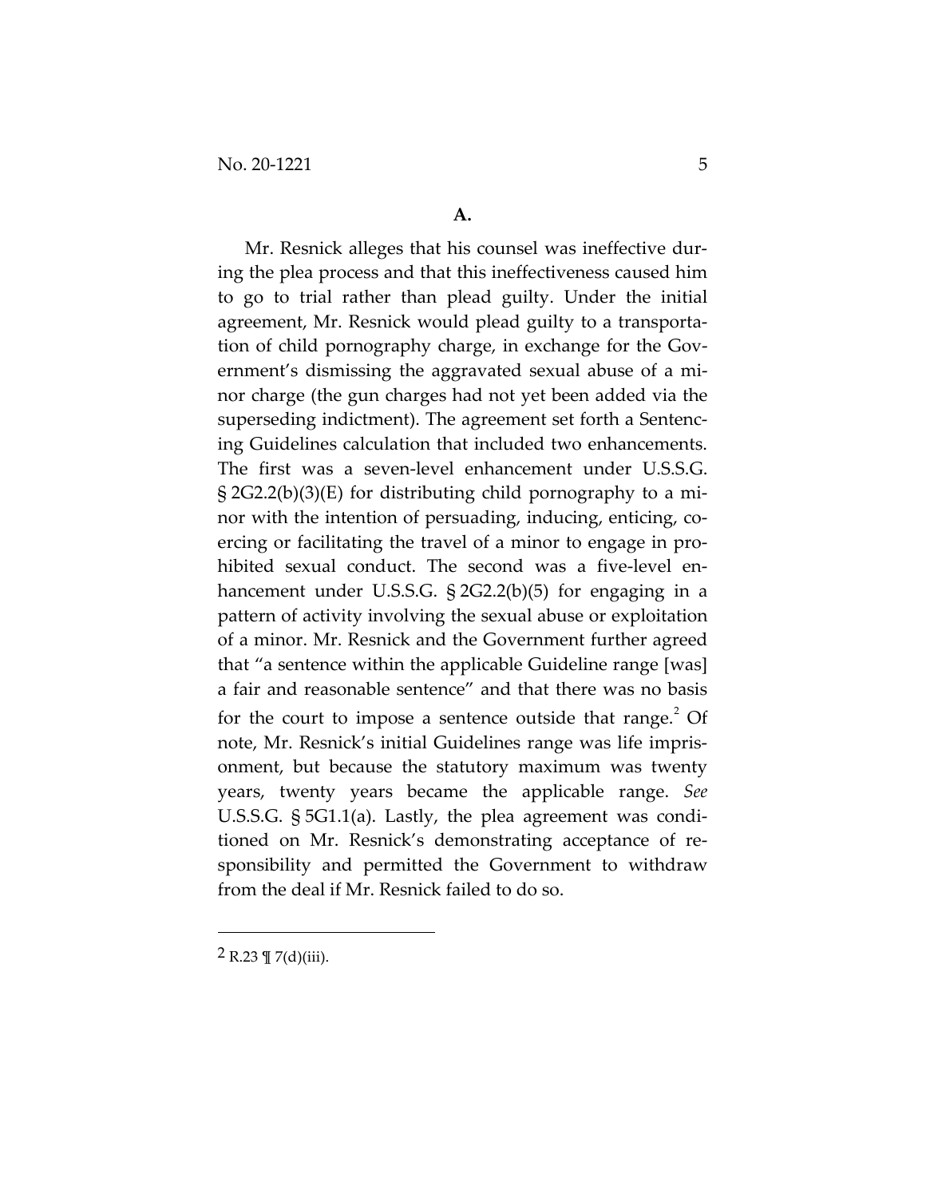### A.

Mr. Resnick alleges that his counsel was ineffective during the plea process and that this ineffectiveness caused him to go to trial rather than plead guilty. Under the initial agreement, Mr. Resnick would plead guilty to a transportation of child pornography charge, in exchange for the Government's dismissing the aggravated sexual abuse of a minor charge (the gun charges had not yet been added via the superseding indictment). The agreement set forth a Sentencing Guidelines calculation that included two enhancements. The first was a seven-level enhancement under U.S.S.G. § 2G2.2(b)(3)(E) for distributing child pornography to a minor with the intention of persuading, inducing, enticing, coercing or facilitating the travel of a minor to engage in prohibited sexual conduct. The second was a five-level enhancement under U.S.S.G. § 2G2.2(b)(5) for engaging in a pattern of activity involving the sexual abuse or exploitation of a minor. Mr. Resnick and the Government further agreed that "a sentence within the applicable Guideline range [was] a fair and reasonable sentence" and that there was no basis for the court to impose a sentence outside that range.[2] Of note, Mr. Resnick's initial Guidelines range was life imprisonment, but because the statutory maximum was twenty years, twenty years became the applicable range. *See* U.S.S.G. § 5G1.1(a). Lastly, the plea agreement was conditioned on Mr. Resnick's demonstrating acceptance of responsibility and permitted the Government to withdraw from the deal if Mr. Resnick failed to do so.

---

[2] R.23 ¶ 7(d)(iii).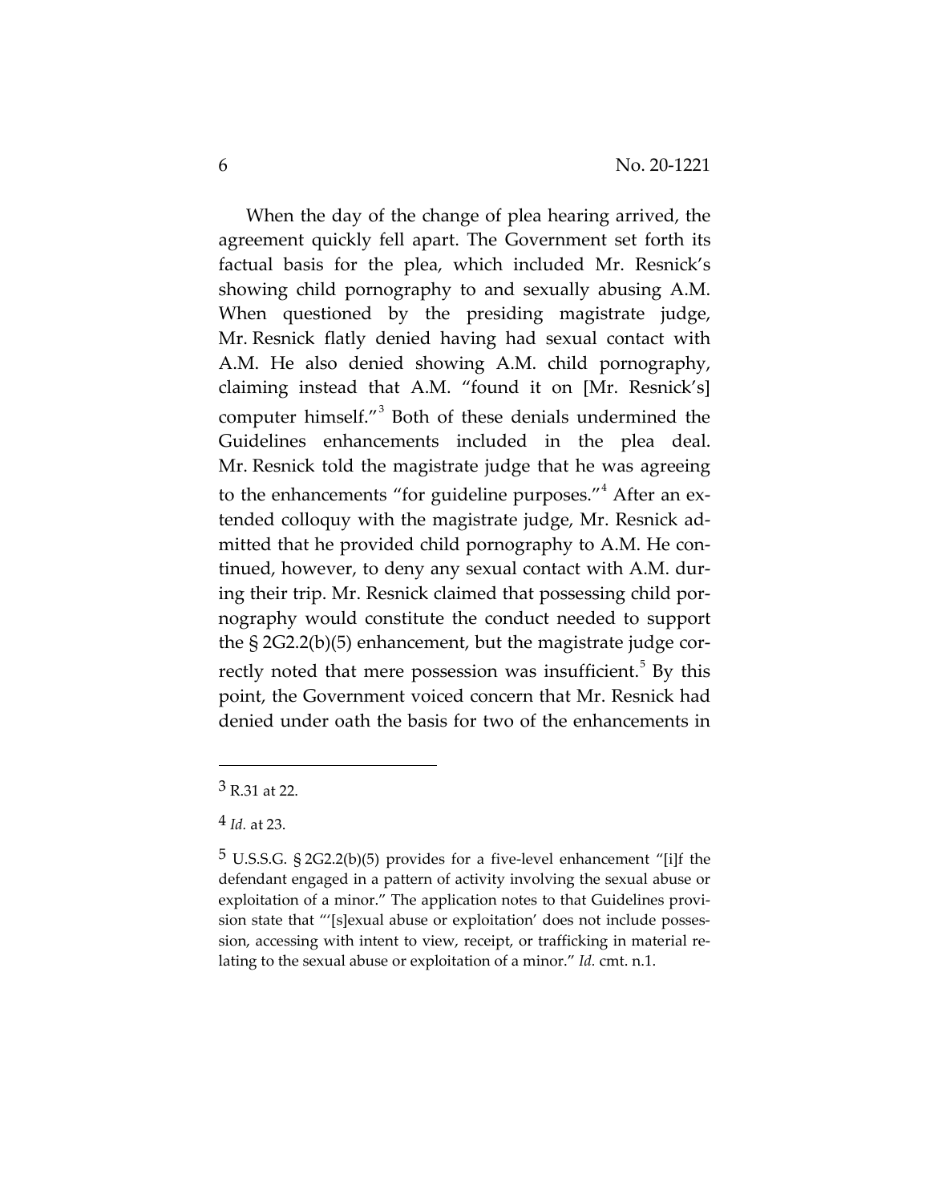When the day of the change of plea hearing arrived, the agreement quickly fell apart. The Government set forth its factual basis for the plea, which included Mr. Resnick's showing child pornography to and sexually abusing A.M. When questioned by the presiding magistrate judge, Mr. Resnick flatly denied having had sexual contact with A.M. He also denied showing A.M. child pornography, claiming instead that A.M. "found it on [Mr. Resnick's] computer himself."[3] Both of these denials undermined the Guidelines enhancements included in the plea deal. Mr. Resnick told the magistrate judge that he was agreeing to the enhancements "for guideline purposes."[4] After an extended colloquy with the magistrate judge, Mr. Resnick admitted that he provided child pornography to A.M. He continued, however, to deny any sexual contact with A.M. during their trip. Mr. Resnick claimed that possessing child pornography would constitute the conduct needed to support the § 2G2.2(b)(5) enhancement, but the magistrate judge correctly noted that mere possession was insufficient.[5] By this point, the Government voiced concern that Mr. Resnick had denied under oath the basis for two of the enhancements in

---

[3] R.31 at 22.

[4] *Id.* at 23.

[5] U.S.S.G. § 2G2.2(b)(5) provides for a five-level enhancement "[i]f the defendant engaged in a pattern of activity involving the sexual abuse or exploitation of a minor." The application notes to that Guidelines provision state that "'[s]exual abuse or exploitation' does not include possession, accessing with intent to view, receipt, or trafficking in material relating to the sexual abuse or exploitation of a minor." *Id.* cmt. n.1.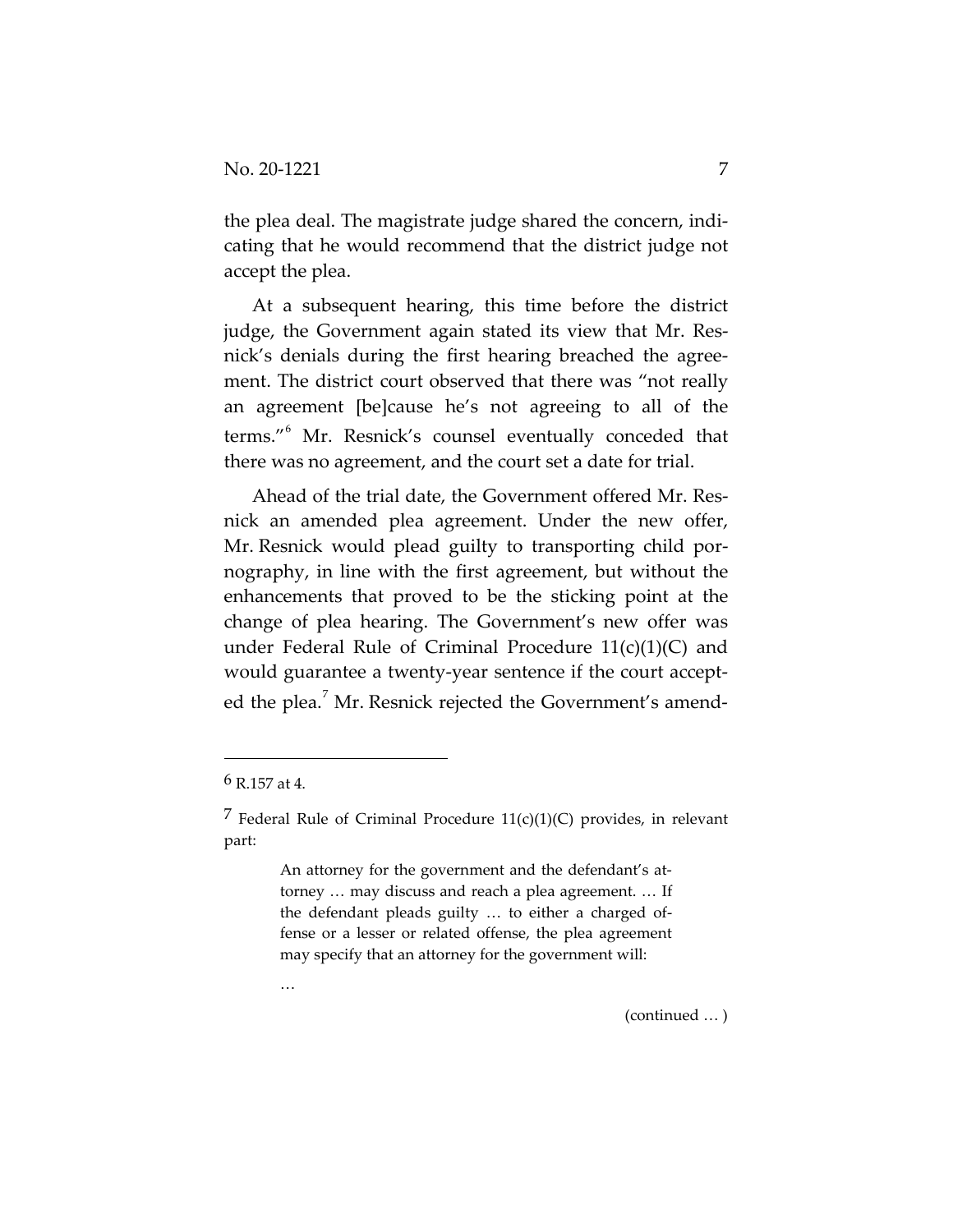the plea deal. The magistrate judge shared the concern, indicating that he would recommend that the district judge not accept the plea.

At a subsequent hearing, this time before the district judge, the Government again stated its view that Mr. Resnick's denials during the first hearing breached the agreement. The district court observed that there was "not really an agreement [be]cause he's not agreeing to all of the terms."[6] Mr. Resnick's counsel eventually conceded that there was no agreement, and the court set a date for trial.

Ahead of the trial date, the Government offered Mr. Resnick an amended plea agreement. Under the new offer, Mr. Resnick would plead guilty to transporting child pornography, in line with the first agreement, but without the enhancements that proved to be the sticking point at the change of plea hearing. The Government's new offer was under Federal Rule of Criminal Procedure 11(c)(1)(C) and would guarantee a twenty-year sentence if the court accepted the plea.[7] Mr. Resnick rejected the Government's amend-

---

[6] R.157 at 4.

[7] Federal Rule of Criminal Procedure 11(c)(1)(C) provides, in relevant part:

> An attorney for the government and the defendant's attorney … may discuss and reach a plea agreement. … If the defendant pleads guilty … to either a charged offense or a lesser or related offense, the plea agreement may specify that an attorney for the government will:
>
> …

(continued … )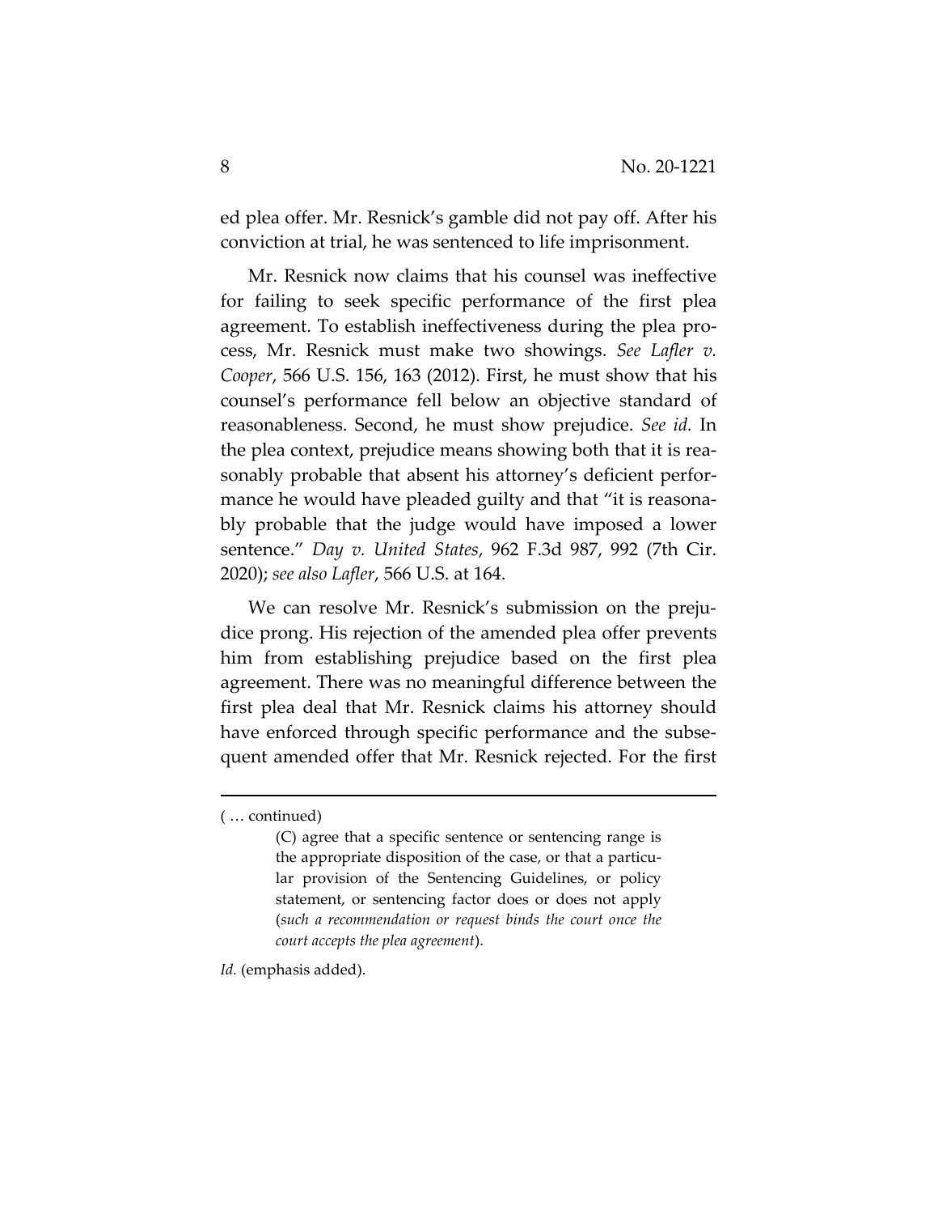ed plea offer. Mr. Resnick's gamble did not pay off. After his conviction at trial, he was sentenced to life imprisonment.

Mr. Resnick now claims that his counsel was ineffective for failing to seek specific performance of the first plea agreement. To establish ineffectiveness during the plea process, Mr. Resnick must make two showings. *See Lafler v. Cooper*, 566 U.S. 156, 163 (2012). First, he must show that his counsel's performance fell below an objective standard of reasonableness. Second, he must show prejudice. *See id.* In the plea context, prejudice means showing both that it is reasonably probable that absent his attorney's deficient performance he would have pleaded guilty and that "it is reasonably probable that the judge would have imposed a lower sentence." *Day v. United States*, 962 F.3d 987, 992 (7th Cir. 2020); *see also Lafler*, 566 U.S. at 164.

We can resolve Mr. Resnick's submission on the prejudice prong. His rejection of the amended plea offer prevents him from establishing prejudice based on the first plea agreement. There was no meaningful difference between the first plea deal that Mr. Resnick claims his attorney should have enforced through specific performance and the subsequent amended offer that Mr. Resnick rejected. For the first

---

( … continued)

> (C) agree that a specific sentence or sentencing range is the appropriate disposition of the case, or that a particular provision of the Sentencing Guidelines, or policy statement, or sentencing factor does or does not apply (*such a recommendation or request binds the court once the court accepts the plea agreement*).

*Id.* (emphasis added).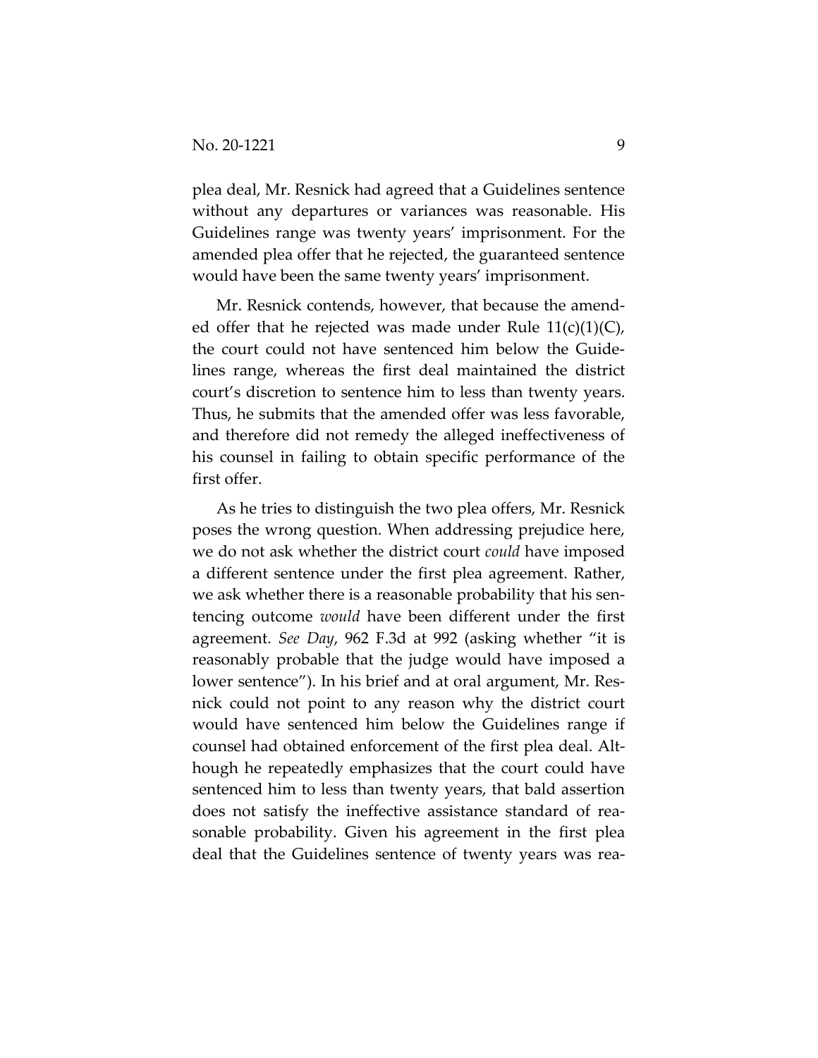plea deal, Mr. Resnick had agreed that a Guidelines sentence without any departures or variances was reasonable. His Guidelines range was twenty years' imprisonment. For the amended plea offer that he rejected, the guaranteed sentence would have been the same twenty years' imprisonment.

Mr. Resnick contends, however, that because the amended offer that he rejected was made under Rule 11(c)(1)(C), the court could not have sentenced him below the Guidelines range, whereas the first deal maintained the district court's discretion to sentence him to less than twenty years. Thus, he submits that the amended offer was less favorable, and therefore did not remedy the alleged ineffectiveness of his counsel in failing to obtain specific performance of the first offer.

As he tries to distinguish the two plea offers, Mr. Resnick poses the wrong question. When addressing prejudice here, we do not ask whether the district court *could* have imposed a different sentence under the first plea agreement. Rather, we ask whether there is a reasonable probability that his sentencing outcome *would* have been different under the first agreement. *See Day*, 962 F.3d at 992 (asking whether "it is reasonably probable that the judge would have imposed a lower sentence"). In his brief and at oral argument, Mr. Resnick could not point to any reason why the district court would have sentenced him below the Guidelines range if counsel had obtained enforcement of the first plea deal. Although he repeatedly emphasizes that the court could have sentenced him to less than twenty years, that bald assertion does not satisfy the ineffective assistance standard of reasonable probability. Given his agreement in the first plea deal that the Guidelines sentence of twenty years was rea-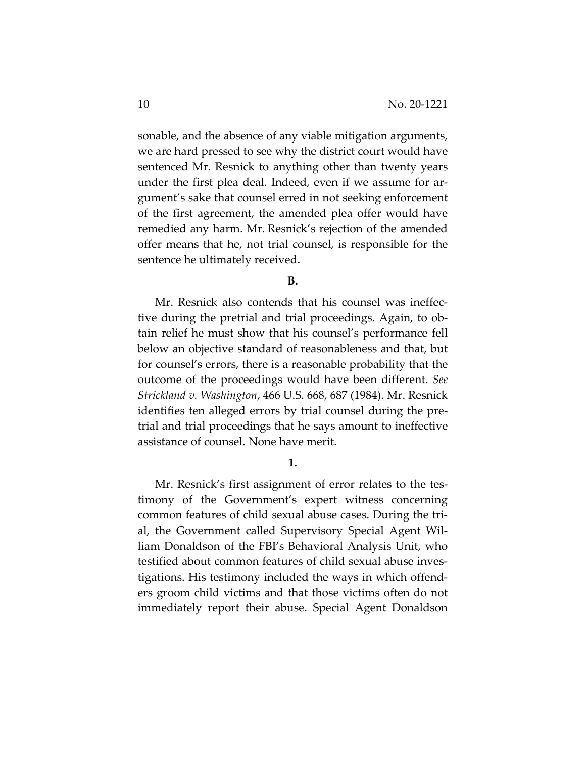sonable, and the absence of any viable mitigation arguments, we are hard pressed to see why the district court would have sentenced Mr. Resnick to anything other than twenty years under the first plea deal. Indeed, even if we assume for argument's sake that counsel erred in not seeking enforcement of the first agreement, the amended plea offer would have remedied any harm. Mr. Resnick's rejection of the amended offer means that he, not trial counsel, is responsible for the sentence he ultimately received.

**B.**

Mr. Resnick also contends that his counsel was ineffective during the pretrial and trial proceedings. Again, to obtain relief he must show that his counsel's performance fell below an objective standard of reasonableness and that, but for counsel's errors, there is a reasonable probability that the outcome of the proceedings would have been different. *See Strickland v. Washington*, 466 U.S. 668, 687 (1984). Mr. Resnick identifies ten alleged errors by trial counsel during the pretrial and trial proceedings that he says amount to ineffective assistance of counsel. None have merit.

**1.**

Mr. Resnick's first assignment of error relates to the testimony of the Government's expert witness concerning common features of child sexual abuse cases. During the trial, the Government called Supervisory Special Agent William Donaldson of the FBI's Behavioral Analysis Unit, who testified about common features of child sexual abuse investigations. His testimony included the ways in which offenders groom child victims and that those victims often do not immediately report their abuse. Special Agent Donaldson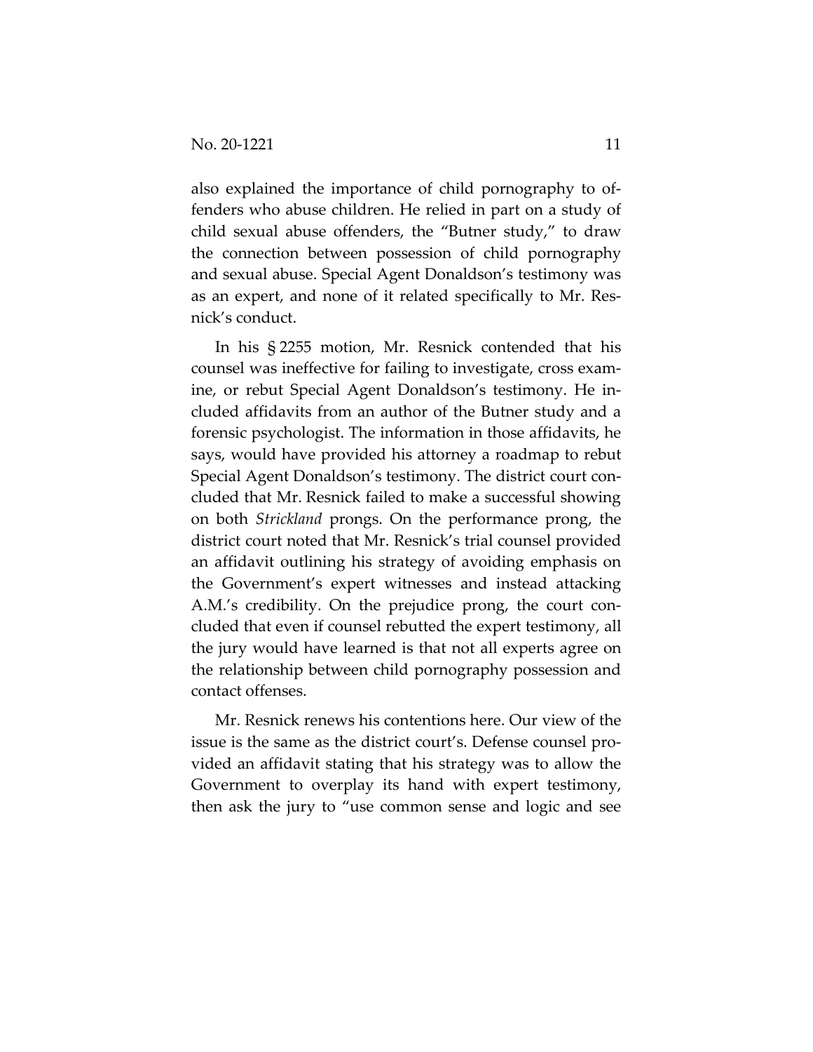also explained the importance of child pornography to offenders who abuse children. He relied in part on a study of child sexual abuse offenders, the "Butner study," to draw the connection between possession of child pornography and sexual abuse. Special Agent Donaldson's testimony was as an expert, and none of it related specifically to Mr. Resnick's conduct.

In his § 2255 motion, Mr. Resnick contended that his counsel was ineffective for failing to investigate, cross examine, or rebut Special Agent Donaldson's testimony. He included affidavits from an author of the Butner study and a forensic psychologist. The information in those affidavits, he says, would have provided his attorney a roadmap to rebut Special Agent Donaldson's testimony. The district court concluded that Mr. Resnick failed to make a successful showing on both *Strickland* prongs. On the performance prong, the district court noted that Mr. Resnick's trial counsel provided an affidavit outlining his strategy of avoiding emphasis on the Government's expert witnesses and instead attacking A.M.'s credibility. On the prejudice prong, the court concluded that even if counsel rebutted the expert testimony, all the jury would have learned is that not all experts agree on the relationship between child pornography possession and contact offenses.

Mr. Resnick renews his contentions here. Our view of the issue is the same as the district court's. Defense counsel provided an affidavit stating that his strategy was to allow the Government to overplay its hand with expert testimony, then ask the jury to "use common sense and logic and see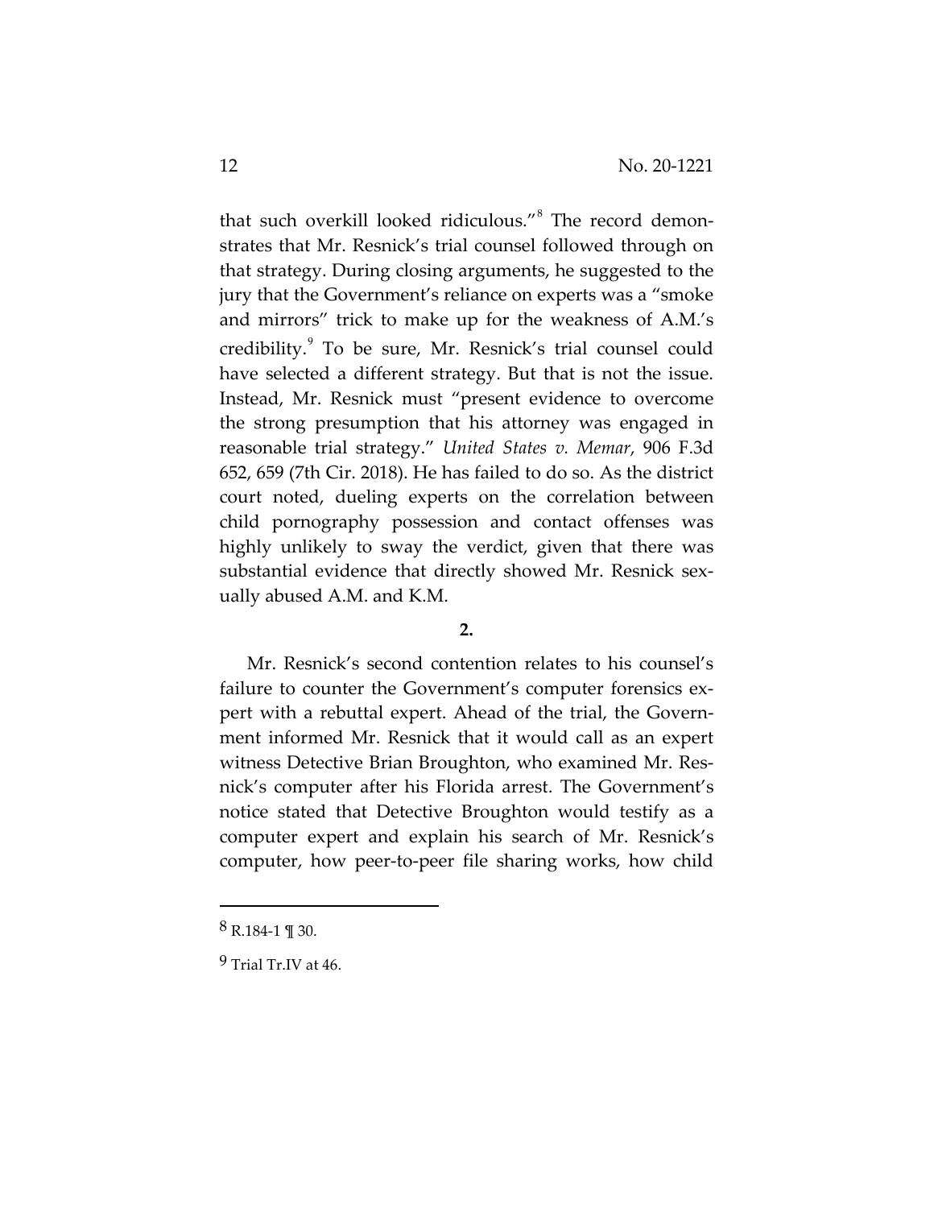that such overkill looked ridiculous."[8] The record demonstrates that Mr. Resnick's trial counsel followed through on that strategy. During closing arguments, he suggested to the jury that the Government's reliance on experts was a "smoke and mirrors" trick to make up for the weakness of A.M.'s credibility.[9] To be sure, Mr. Resnick's trial counsel could have selected a different strategy. But that is not the issue. Instead, Mr. Resnick must "present evidence to overcome the strong presumption that his attorney was engaged in reasonable trial strategy." *United States v. Memar*, 906 F.3d 652, 659 (7th Cir. 2018). He has failed to do so. As the district court noted, dueling experts on the correlation between child pornography possession and contact offenses was highly unlikely to sway the verdict, given that there was substantial evidence that directly showed Mr. Resnick sexually abused A.M. and K.M.

**2.**

Mr. Resnick's second contention relates to his counsel's failure to counter the Government's computer forensics expert with a rebuttal expert. Ahead of the trial, the Government informed Mr. Resnick that it would call as an expert witness Detective Brian Broughton, who examined Mr. Resnick's computer after his Florida arrest. The Government's notice stated that Detective Broughton would testify as a computer expert and explain his search of Mr. Resnick's computer, how peer-to-peer file sharing works, how child

---

[8] R.184-1 ¶ 30.

[9] Trial Tr.IV at 46.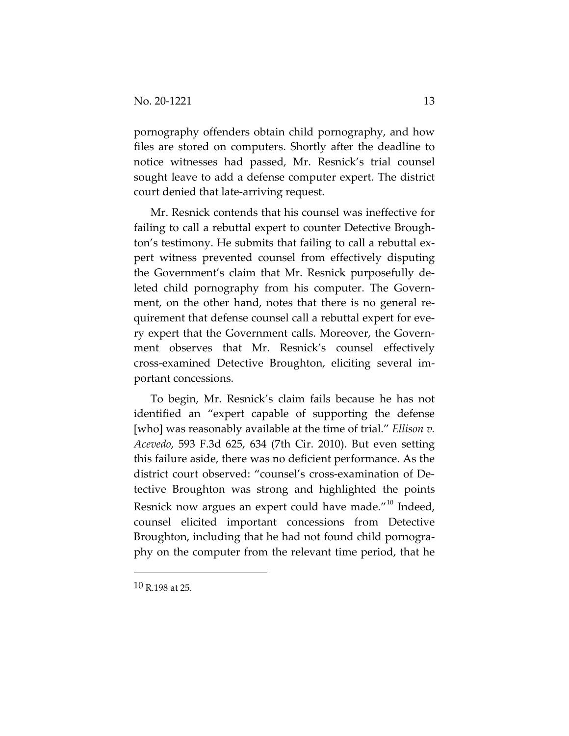pornography offenders obtain child pornography, and how files are stored on computers. Shortly after the deadline to notice witnesses had passed, Mr. Resnick's trial counsel sought leave to add a defense computer expert. The district court denied that late-arriving request.

Mr. Resnick contends that his counsel was ineffective for failing to call a rebuttal expert to counter Detective Broughton's testimony. He submits that failing to call a rebuttal expert witness prevented counsel from effectively disputing the Government's claim that Mr. Resnick purposefully deleted child pornography from his computer. The Government, on the other hand, notes that there is no general requirement that defense counsel call a rebuttal expert for every expert that the Government calls. Moreover, the Government observes that Mr. Resnick's counsel effectively cross-examined Detective Broughton, eliciting several important concessions.

To begin, Mr. Resnick's claim fails because he has not identified an "expert capable of supporting the defense [who] was reasonably available at the time of trial." *Ellison v. Acevedo*, 593 F.3d 625, 634 (7th Cir. 2010). But even setting this failure aside, there was no deficient performance. As the district court observed: "counsel's cross-examination of Detective Broughton was strong and highlighted the points Resnick now argues an expert could have made."[10] Indeed, counsel elicited important concessions from Detective Broughton, including that he had not found child pornography on the computer from the relevant time period, that he

---

[10] R.198 at 25.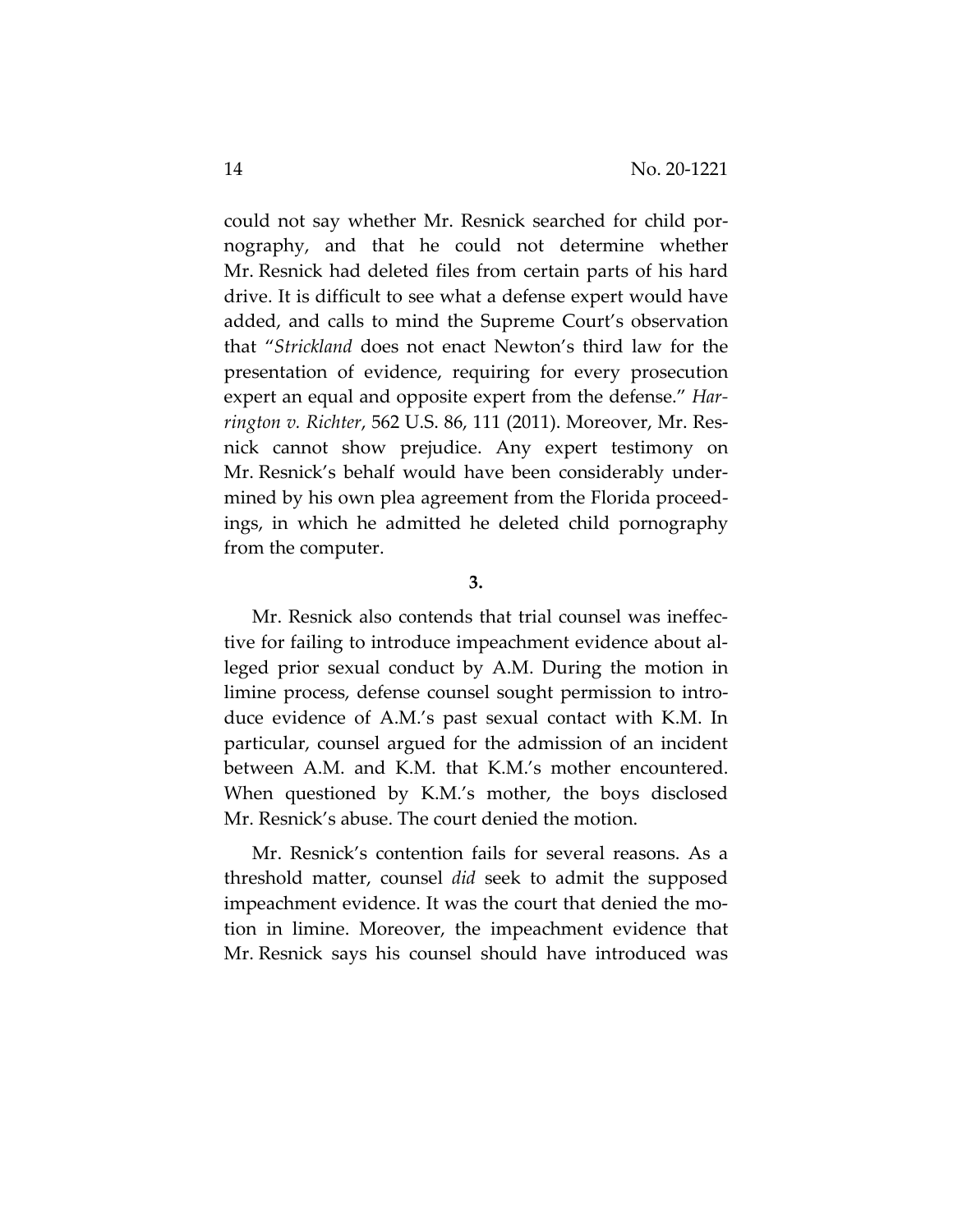could not say whether Mr. Resnick searched for child pornography, and that he could not determine whether Mr. Resnick had deleted files from certain parts of his hard drive. It is difficult to see what a defense expert would have added, and calls to mind the Supreme Court's observation that "*Strickland* does not enact Newton's third law for the presentation of evidence, requiring for every prosecution expert an equal and opposite expert from the defense." *Harrington v. Richter*, 562 U.S. 86, 111 (2011). Moreover, Mr. Resnick cannot show prejudice. Any expert testimony on Mr. Resnick's behalf would have been considerably undermined by his own plea agreement from the Florida proceedings, in which he admitted he deleted child pornography from the computer.

**3.**

Mr. Resnick also contends that trial counsel was ineffective for failing to introduce impeachment evidence about alleged prior sexual conduct by A.M. During the motion in limine process, defense counsel sought permission to introduce evidence of A.M.'s past sexual contact with K.M. In particular, counsel argued for the admission of an incident between A.M. and K.M. that K.M.'s mother encountered. When questioned by K.M.'s mother, the boys disclosed Mr. Resnick's abuse. The court denied the motion.

Mr. Resnick's contention fails for several reasons. As a threshold matter, counsel *did* seek to admit the supposed impeachment evidence. It was the court that denied the motion in limine. Moreover, the impeachment evidence that Mr. Resnick says his counsel should have introduced was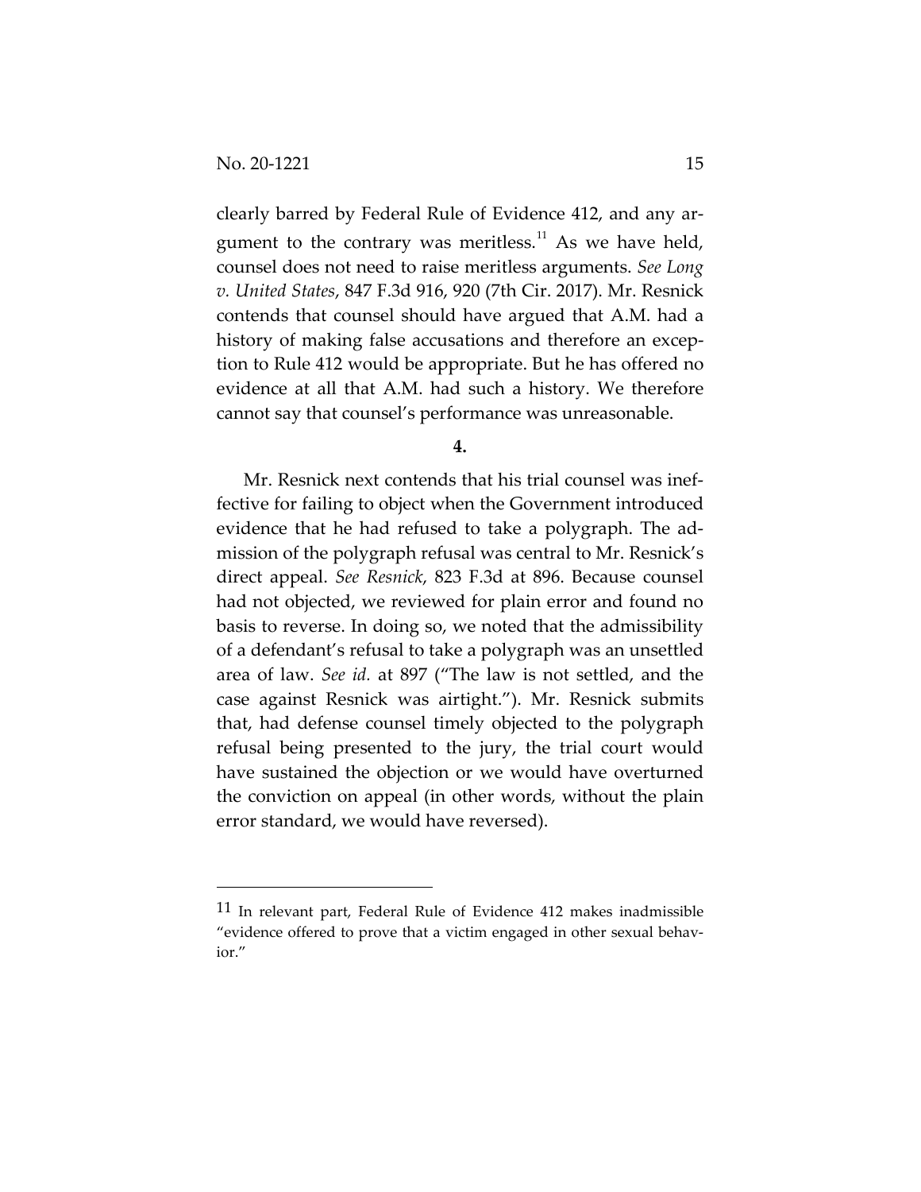clearly barred by Federal Rule of Evidence 412, and any argument to the contrary was meritless.[11] As we have held, counsel does not need to raise meritless arguments. *See Long v. United States*, 847 F.3d 916, 920 (7th Cir. 2017). Mr. Resnick contends that counsel should have argued that A.M. had a history of making false accusations and therefore an exception to Rule 412 would be appropriate. But he has offered no evidence at all that A.M. had such a history. We therefore cannot say that counsel's performance was unreasonable.

**4.**

Mr. Resnick next contends that his trial counsel was ineffective for failing to object when the Government introduced evidence that he had refused to take a polygraph. The admission of the polygraph refusal was central to Mr. Resnick's direct appeal. *See Resnick*, 823 F.3d at 896. Because counsel had not objected, we reviewed for plain error and found no basis to reverse. In doing so, we noted that the admissibility of a defendant's refusal to take a polygraph was an unsettled area of law. *See id.* at 897 ("The law is not settled, and the case against Resnick was airtight."). Mr. Resnick submits that, had defense counsel timely objected to the polygraph refusal being presented to the jury, the trial court would have sustained the objection or we would have overturned the conviction on appeal (in other words, without the plain error standard, we would have reversed).

---

[11] In relevant part, Federal Rule of Evidence 412 makes inadmissible "evidence offered to prove that a victim engaged in other sexual behavior."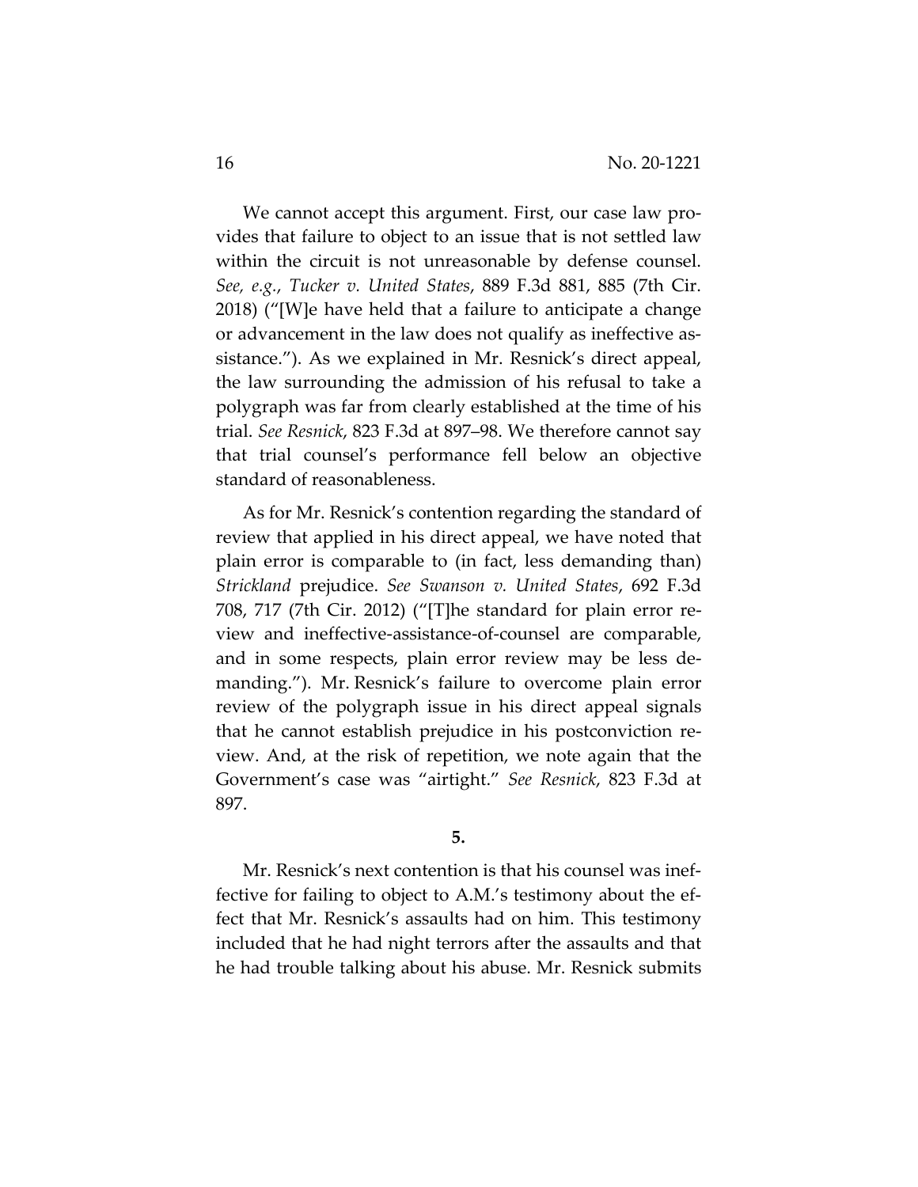We cannot accept this argument. First, our case law provides that failure to object to an issue that is not settled law within the circuit is not unreasonable by defense counsel. *See, e.g.*, *Tucker v. United States*, 889 F.3d 881, 885 (7th Cir. 2018) ("[W]e have held that a failure to anticipate a change or advancement in the law does not qualify as ineffective assistance."). As we explained in Mr. Resnick's direct appeal, the law surrounding the admission of his refusal to take a polygraph was far from clearly established at the time of his trial. *See Resnick*, 823 F.3d at 897–98. We therefore cannot say that trial counsel's performance fell below an objective standard of reasonableness.

As for Mr. Resnick's contention regarding the standard of review that applied in his direct appeal, we have noted that plain error is comparable to (in fact, less demanding than) *Strickland* prejudice. *See Swanson v. United States*, 692 F.3d 708, 717 (7th Cir. 2012) ("[T]he standard for plain error review and ineffective-assistance-of-counsel are comparable, and in some respects, plain error review may be less demanding."). Mr. Resnick's failure to overcome plain error review of the polygraph issue in his direct appeal signals that he cannot establish prejudice in his postconviction review. And, at the risk of repetition, we note again that the Government's case was "airtight." *See Resnick*, 823 F.3d at 897.

**5.**

Mr. Resnick's next contention is that his counsel was ineffective for failing to object to A.M.'s testimony about the effect that Mr. Resnick's assaults had on him. This testimony included that he had night terrors after the assaults and that he had trouble talking about his abuse. Mr. Resnick submits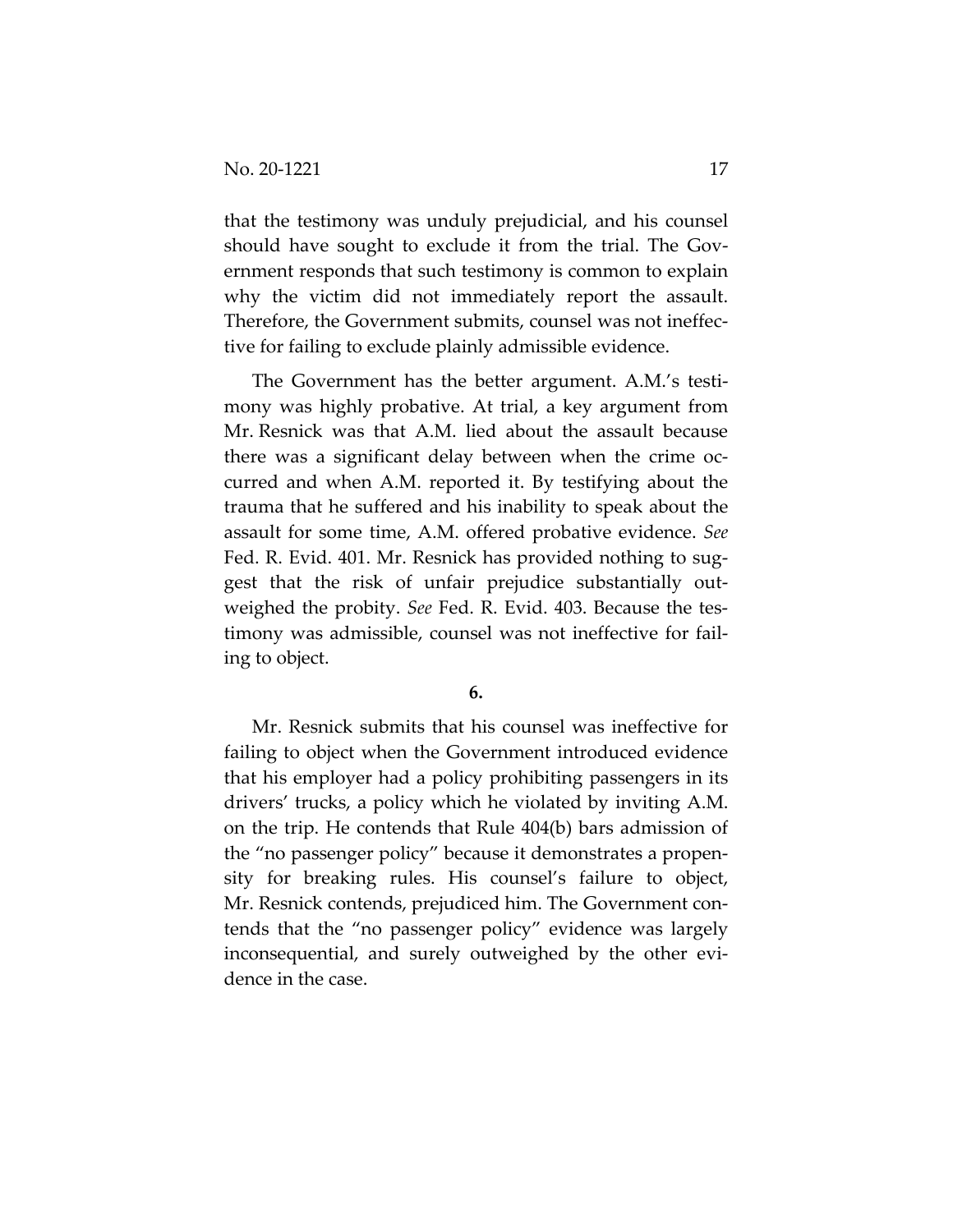that the testimony was unduly prejudicial, and his counsel should have sought to exclude it from the trial. The Government responds that such testimony is common to explain why the victim did not immediately report the assault. Therefore, the Government submits, counsel was not ineffective for failing to exclude plainly admissible evidence.

The Government has the better argument. A.M.'s testimony was highly probative. At trial, a key argument from Mr. Resnick was that A.M. lied about the assault because there was a significant delay between when the crime occurred and when A.M. reported it. By testifying about the trauma that he suffered and his inability to speak about the assault for some time, A.M. offered probative evidence. *See* Fed. R. Evid. 401. Mr. Resnick has provided nothing to suggest that the risk of unfair prejudice substantially outweighed the probity. *See* Fed. R. Evid. 403. Because the testimony was admissible, counsel was not ineffective for failing to object.

**6.**

Mr. Resnick submits that his counsel was ineffective for failing to object when the Government introduced evidence that his employer had a policy prohibiting passengers in its drivers' trucks, a policy which he violated by inviting A.M. on the trip. He contends that Rule 404(b) bars admission of the "no passenger policy" because it demonstrates a propensity for breaking rules. His counsel's failure to object, Mr. Resnick contends, prejudiced him. The Government contends that the "no passenger policy" evidence was largely inconsequential, and surely outweighed by the other evidence in the case.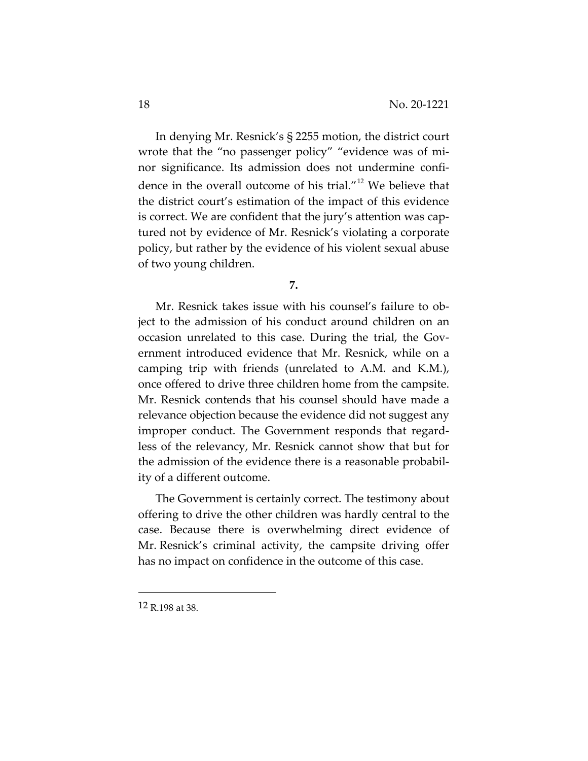In denying Mr. Resnick's § 2255 motion, the district court wrote that the "no passenger policy" "evidence was of minor significance. Its admission does not undermine confidence in the overall outcome of his trial."[12] We believe that the district court's estimation of the impact of this evidence is correct. We are confident that the jury's attention was captured not by evidence of Mr. Resnick's violating a corporate policy, but rather by the evidence of his violent sexual abuse of two young children.

**7.**

Mr. Resnick takes issue with his counsel's failure to object to the admission of his conduct around children on an occasion unrelated to this case. During the trial, the Government introduced evidence that Mr. Resnick, while on a camping trip with friends (unrelated to A.M. and K.M.), once offered to drive three children home from the campsite. Mr. Resnick contends that his counsel should have made a relevance objection because the evidence did not suggest any improper conduct. The Government responds that regardless of the relevancy, Mr. Resnick cannot show that but for the admission of the evidence there is a reasonable probability of a different outcome.

The Government is certainly correct. The testimony about offering to drive the other children was hardly central to the case. Because there is overwhelming direct evidence of Mr. Resnick's criminal activity, the campsite driving offer has no impact on confidence in the outcome of this case.

---

12 R.198 at 38.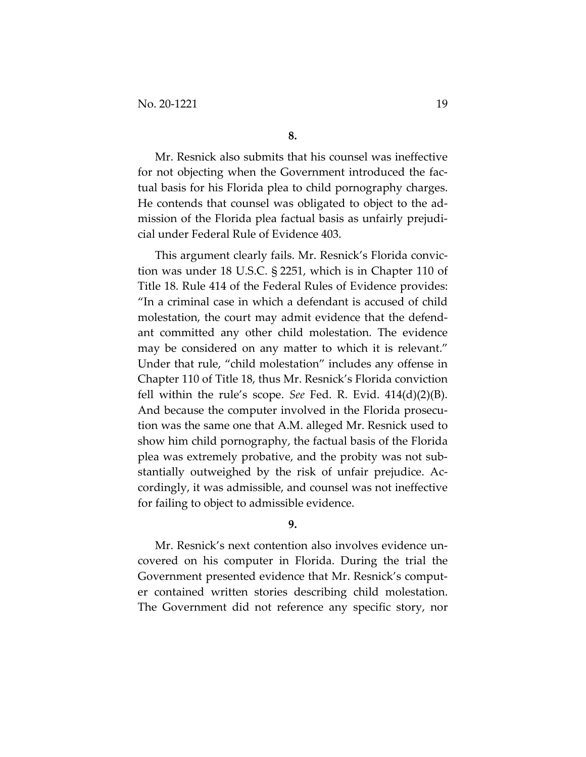**8.**

Mr. Resnick also submits that his counsel was ineffective for not objecting when the Government introduced the factual basis for his Florida plea to child pornography charges. He contends that counsel was obligated to object to the admission of the Florida plea factual basis as unfairly prejudicial under Federal Rule of Evidence 403.

This argument clearly fails. Mr. Resnick's Florida conviction was under 18 U.S.C. § 2251, which is in Chapter 110 of Title 18. Rule 414 of the Federal Rules of Evidence provides: "In a criminal case in which a defendant is accused of child molestation, the court may admit evidence that the defendant committed any other child molestation. The evidence may be considered on any matter to which it is relevant." Under that rule, "child molestation" includes any offense in Chapter 110 of Title 18, thus Mr. Resnick's Florida conviction fell within the rule's scope. *See* Fed. R. Evid. 414(d)(2)(B). And because the computer involved in the Florida prosecution was the same one that A.M. alleged Mr. Resnick used to show him child pornography, the factual basis of the Florida plea was extremely probative, and the probity was not substantially outweighed by the risk of unfair prejudice. Accordingly, it was admissible, and counsel was not ineffective for failing to object to admissible evidence.

**9.**

Mr. Resnick's next contention also involves evidence uncovered on his computer in Florida. During the trial the Government presented evidence that Mr. Resnick's computer contained written stories describing child molestation. The Government did not reference any specific story, nor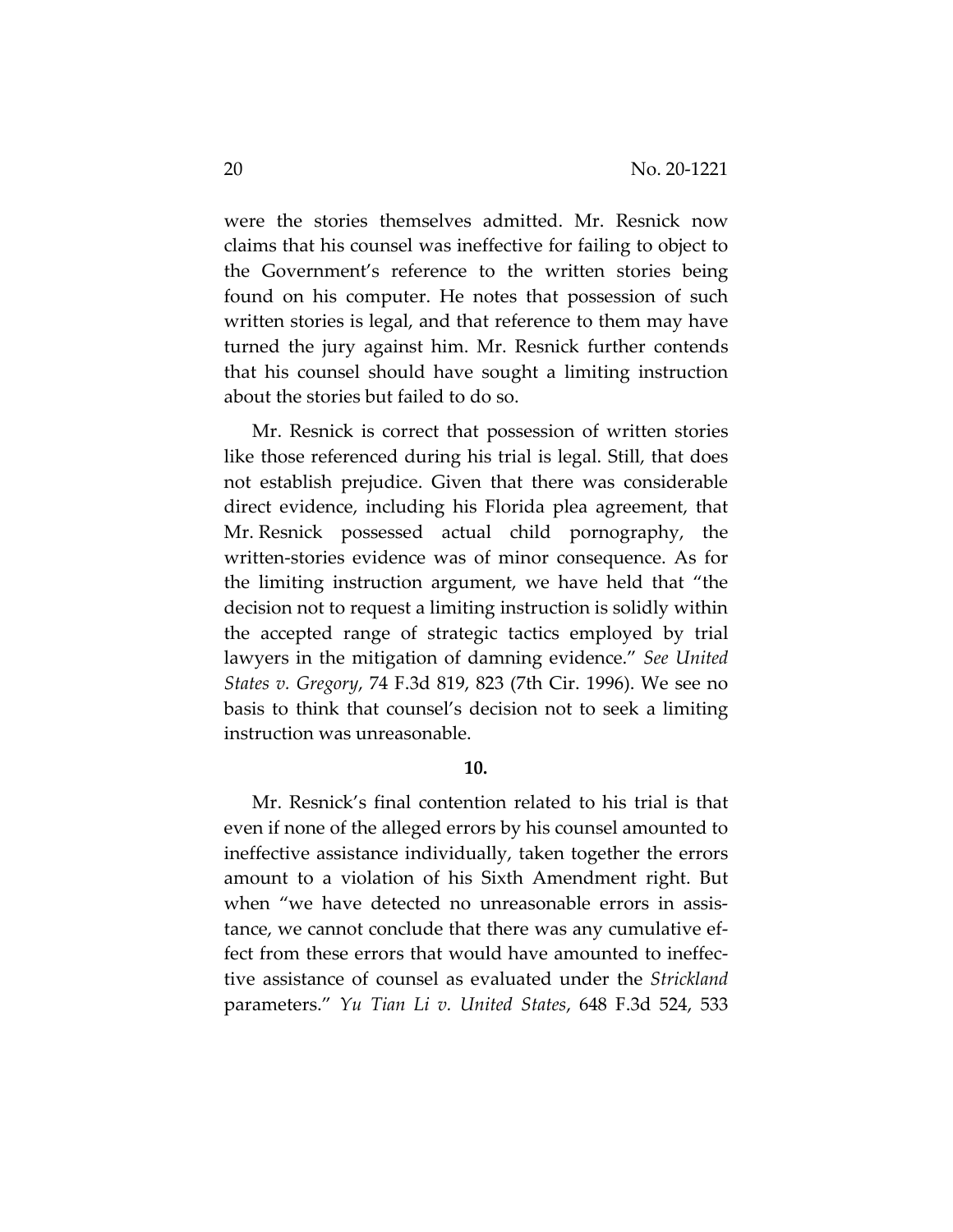were the stories themselves admitted. Mr. Resnick now claims that his counsel was ineffective for failing to object to the Government's reference to the written stories being found on his computer. He notes that possession of such written stories is legal, and that reference to them may have turned the jury against him. Mr. Resnick further contends that his counsel should have sought a limiting instruction about the stories but failed to do so.

Mr. Resnick is correct that possession of written stories like those referenced during his trial is legal. Still, that does not establish prejudice. Given that there was considerable direct evidence, including his Florida plea agreement, that Mr. Resnick possessed actual child pornography, the written-stories evidence was of minor consequence. As for the limiting instruction argument, we have held that "the decision not to request a limiting instruction is solidly within the accepted range of strategic tactics employed by trial lawyers in the mitigation of damning evidence." *See United States v. Gregory*, 74 F.3d 819, 823 (7th Cir. 1996). We see no basis to think that counsel's decision not to seek a limiting instruction was unreasonable.

**10.**

Mr. Resnick's final contention related to his trial is that even if none of the alleged errors by his counsel amounted to ineffective assistance individually, taken together the errors amount to a violation of his Sixth Amendment right. But when "we have detected no unreasonable errors in assistance, we cannot conclude that there was any cumulative effect from these errors that would have amounted to ineffective assistance of counsel as evaluated under the *Strickland* parameters." *Yu Tian Li v. United States*, 648 F.3d 524, 533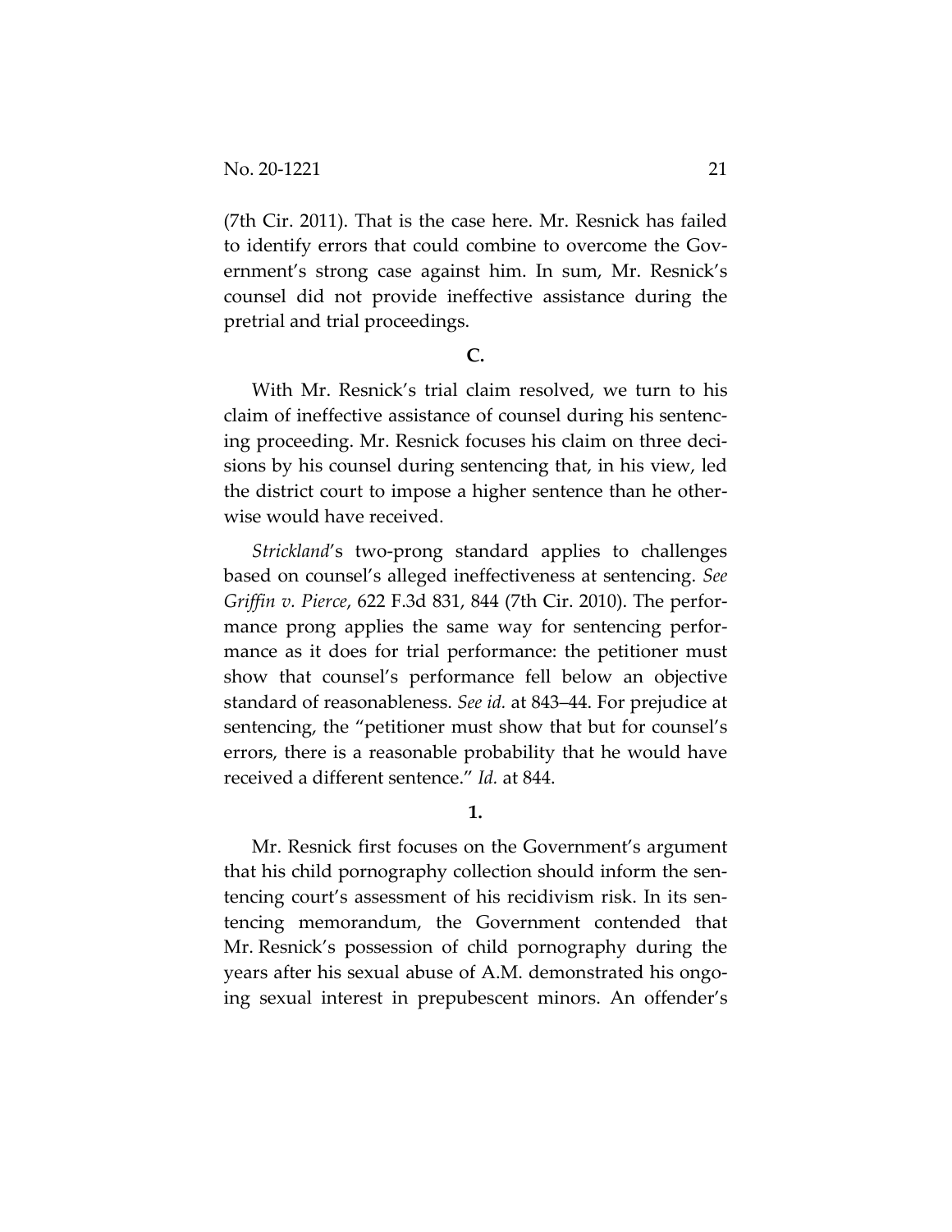(7th Cir. 2011). That is the case here. Mr. Resnick has failed to identify errors that could combine to overcome the Government's strong case against him. In sum, Mr. Resnick's counsel did not provide ineffective assistance during the pretrial and trial proceedings.

### C.

With Mr. Resnick's trial claim resolved, we turn to his claim of ineffective assistance of counsel during his sentencing proceeding. Mr. Resnick focuses his claim on three decisions by his counsel during sentencing that, in his view, led the district court to impose a higher sentence than he otherwise would have received.

*Strickland*'s two-prong standard applies to challenges based on counsel's alleged ineffectiveness at sentencing. *See Griffin v. Pierce*, 622 F.3d 831, 844 (7th Cir. 2010). The performance prong applies the same way for sentencing performance as it does for trial performance: the petitioner must show that counsel's performance fell below an objective standard of reasonableness. *See id.* at 843–44. For prejudice at sentencing, the "petitioner must show that but for counsel's errors, there is a reasonable probability that he would have received a different sentence." *Id.* at 844.

#### 1.

Mr. Resnick first focuses on the Government's argument that his child pornography collection should inform the sentencing court's assessment of his recidivism risk. In its sentencing memorandum, the Government contended that Mr. Resnick's possession of child pornography during the years after his sexual abuse of A.M. demonstrated his ongoing sexual interest in prepubescent minors. An offender's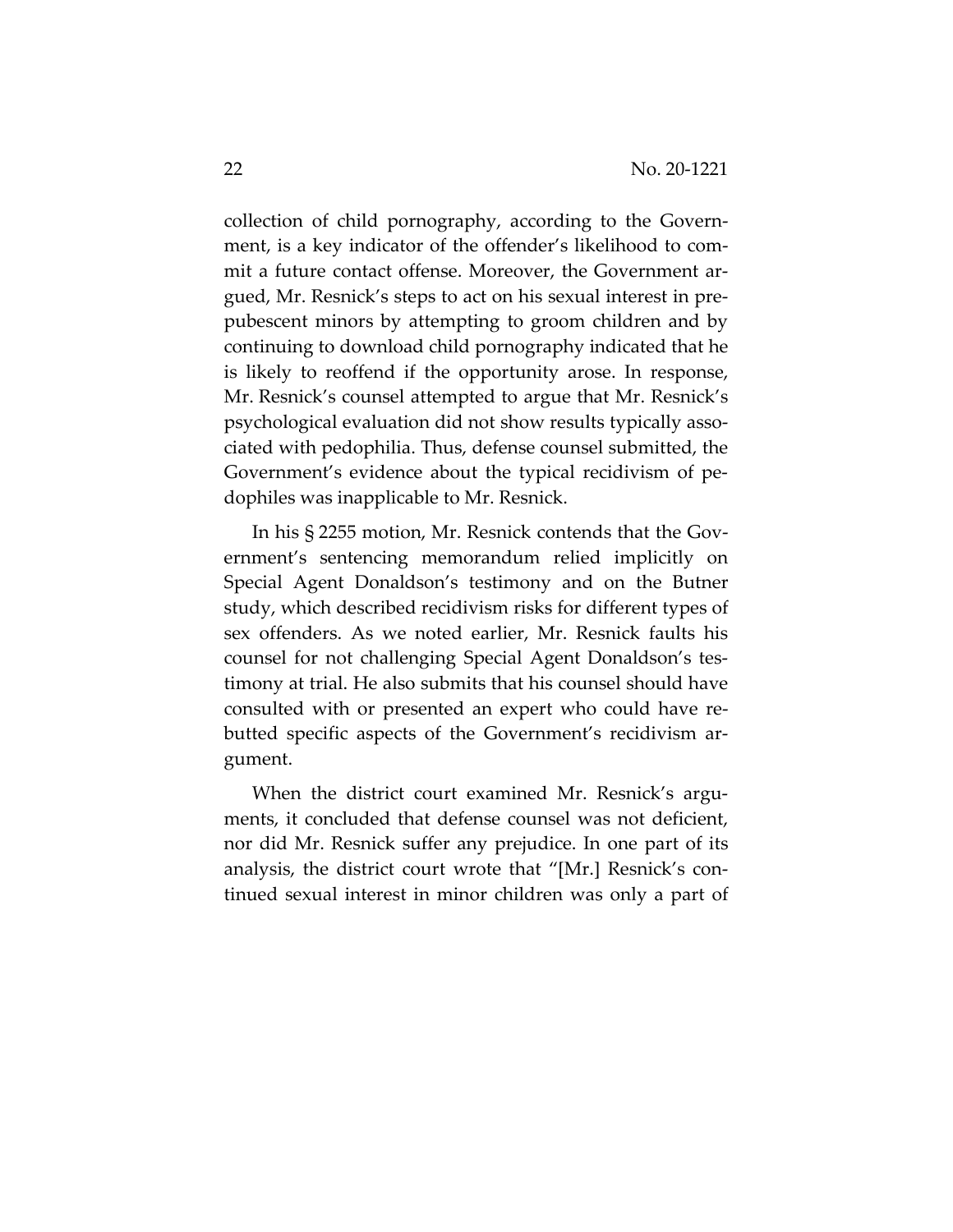collection of child pornography, according to the Government, is a key indicator of the offender's likelihood to commit a future contact offense. Moreover, the Government argued, Mr. Resnick's steps to act on his sexual interest in prepubescent minors by attempting to groom children and by continuing to download child pornography indicated that he is likely to reoffend if the opportunity arose. In response, Mr. Resnick's counsel attempted to argue that Mr. Resnick's psychological evaluation did not show results typically associated with pedophilia. Thus, defense counsel submitted, the Government's evidence about the typical recidivism of pedophiles was inapplicable to Mr. Resnick.

In his § 2255 motion, Mr. Resnick contends that the Government's sentencing memorandum relied implicitly on Special Agent Donaldson's testimony and on the Butner study, which described recidivism risks for different types of sex offenders. As we noted earlier, Mr. Resnick faults his counsel for not challenging Special Agent Donaldson's testimony at trial. He also submits that his counsel should have consulted with or presented an expert who could have rebutted specific aspects of the Government's recidivism argument.

When the district court examined Mr. Resnick's arguments, it concluded that defense counsel was not deficient, nor did Mr. Resnick suffer any prejudice. In one part of its analysis, the district court wrote that "[Mr.] Resnick's continued sexual interest in minor children was only a part of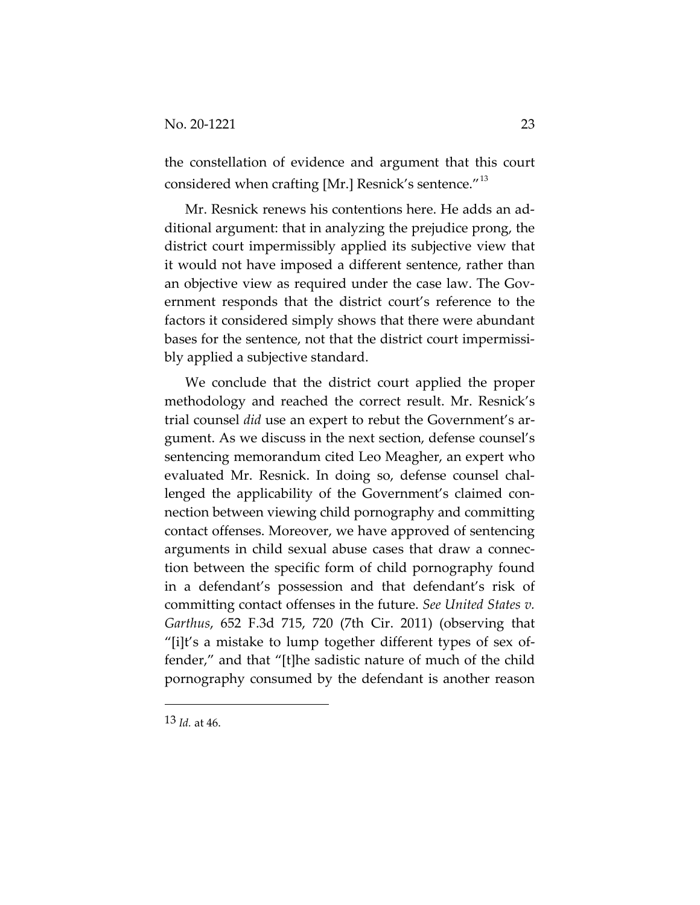the constellation of evidence and argument that this court considered when crafting [Mr.] Resnick's sentence."[13]

Mr. Resnick renews his contentions here. He adds an additional argument: that in analyzing the prejudice prong, the district court impermissibly applied its subjective view that it would not have imposed a different sentence, rather than an objective view as required under the case law. The Government responds that the district court's reference to the factors it considered simply shows that there were abundant bases for the sentence, not that the district court impermissibly applied a subjective standard.

We conclude that the district court applied the proper methodology and reached the correct result. Mr. Resnick's trial counsel *did* use an expert to rebut the Government's argument. As we discuss in the next section, defense counsel's sentencing memorandum cited Leo Meagher, an expert who evaluated Mr. Resnick. In doing so, defense counsel challenged the applicability of the Government's claimed connection between viewing child pornography and committing contact offenses. Moreover, we have approved of sentencing arguments in child sexual abuse cases that draw a connection between the specific form of child pornography found in a defendant's possession and that defendant's risk of committing contact offenses in the future. *See United States v. Garthus*, 652 F.3d 715, 720 (7th Cir. 2011) (observing that "[i]t's a mistake to lump together different types of sex offender," and that "[t]he sadistic nature of much of the child pornography consumed by the defendant is another reason

---

[13] *Id.* at 46.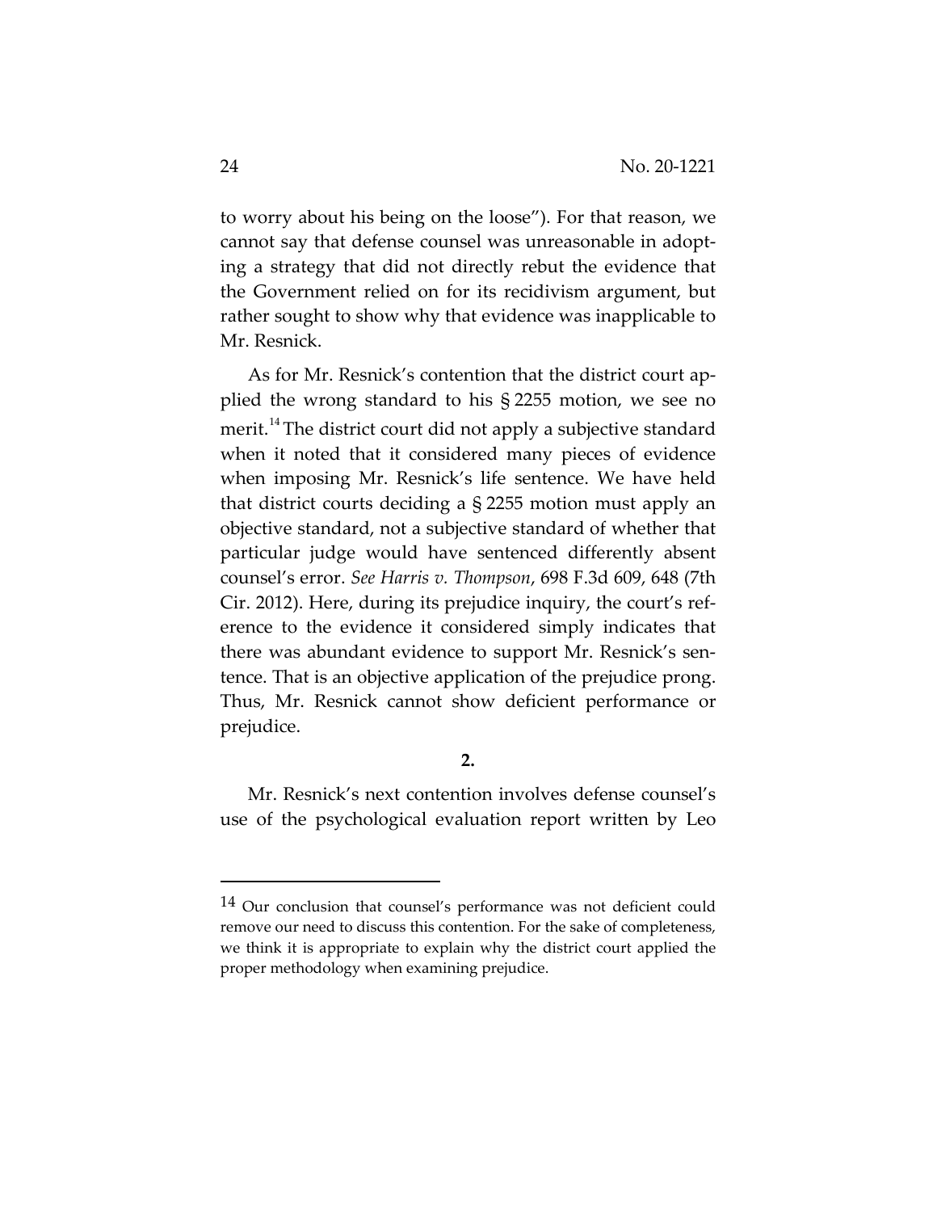to worry about his being on the loose"). For that reason, we cannot say that defense counsel was unreasonable in adopting a strategy that did not directly rebut the evidence that the Government relied on for its recidivism argument, but rather sought to show why that evidence was inapplicable to Mr. Resnick.

As for Mr. Resnick's contention that the district court applied the wrong standard to his § 2255 motion, we see no merit.[14] The district court did not apply a subjective standard when it noted that it considered many pieces of evidence when imposing Mr. Resnick's life sentence. We have held that district courts deciding a § 2255 motion must apply an objective standard, not a subjective standard of whether that particular judge would have sentenced differently absent counsel's error. *See Harris v. Thompson*, 698 F.3d 609, 648 (7th Cir. 2012). Here, during its prejudice inquiry, the court's reference to the evidence it considered simply indicates that there was abundant evidence to support Mr. Resnick's sentence. That is an objective application of the prejudice prong. Thus, Mr. Resnick cannot show deficient performance or prejudice.

**2.**

Mr. Resnick's next contention involves defense counsel's use of the psychological evaluation report written by Leo

---

[14] Our conclusion that counsel's performance was not deficient could remove our need to discuss this contention. For the sake of completeness, we think it is appropriate to explain why the district court applied the proper methodology when examining prejudice.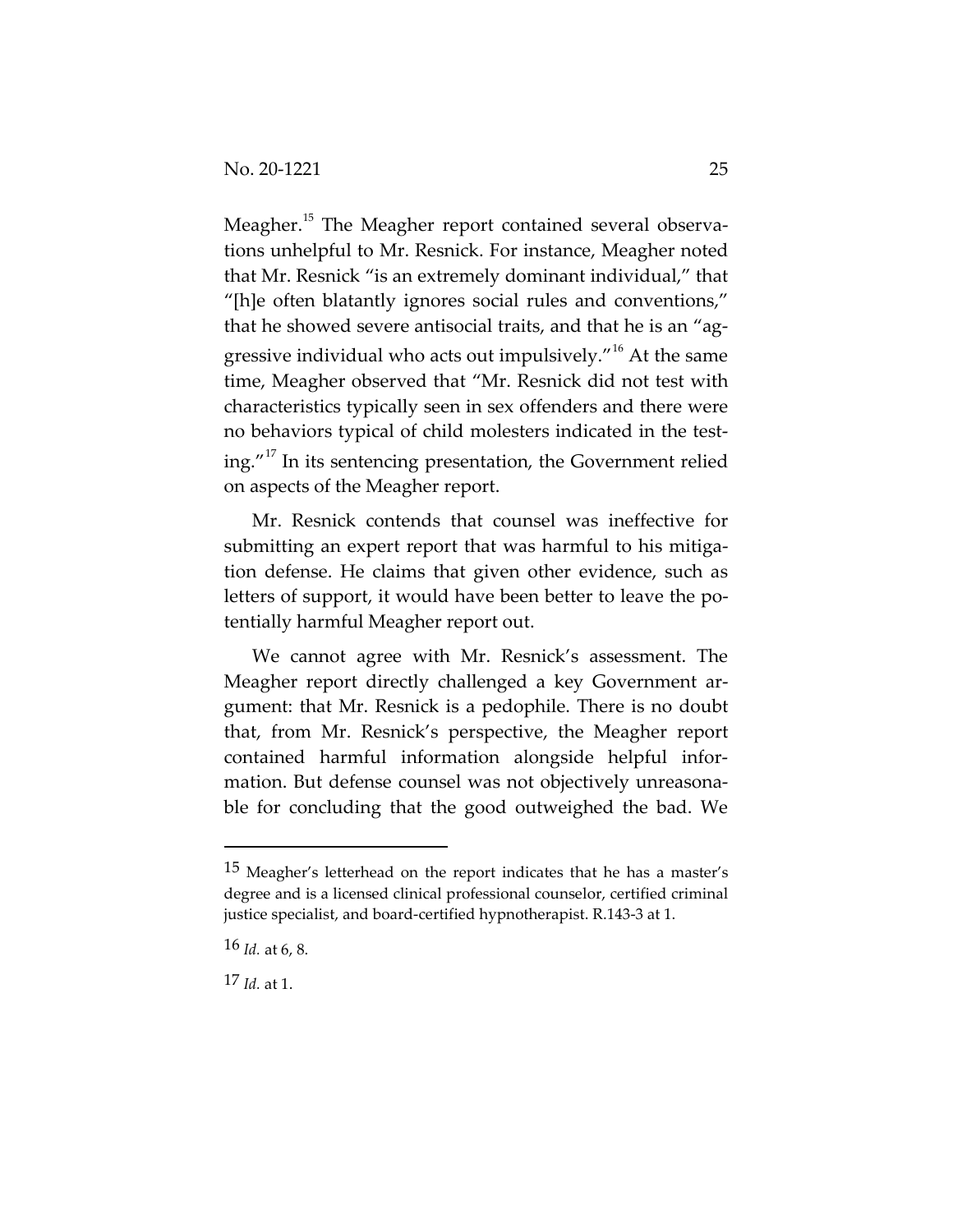Meagher.[15] The Meagher report contained several observations unhelpful to Mr. Resnick. For instance, Meagher noted that Mr. Resnick "is an extremely dominant individual," that "[h]e often blatantly ignores social rules and conventions," that he showed severe antisocial traits, and that he is an "aggressive individual who acts out impulsively."[16] At the same time, Meagher observed that "Mr. Resnick did not test with characteristics typically seen in sex offenders and there were no behaviors typical of child molesters indicated in the testing."[17] In its sentencing presentation, the Government relied on aspects of the Meagher report.

Mr. Resnick contends that counsel was ineffective for submitting an expert report that was harmful to his mitigation defense. He claims that given other evidence, such as letters of support, it would have been better to leave the potentially harmful Meagher report out.

We cannot agree with Mr. Resnick's assessment. The Meagher report directly challenged a key Government argument: that Mr. Resnick is a pedophile. There is no doubt that, from Mr. Resnick's perspective, the Meagher report contained harmful information alongside helpful information. But defense counsel was not objectively unreasonable for concluding that the good outweighed the bad. We

---

[15] Meagher's letterhead on the report indicates that he has a master's degree and is a licensed clinical professional counselor, certified criminal justice specialist, and board-certified hypnotherapist. R.143-3 at 1.

[16] *Id.* at 6, 8.

[17] *Id.* at 1.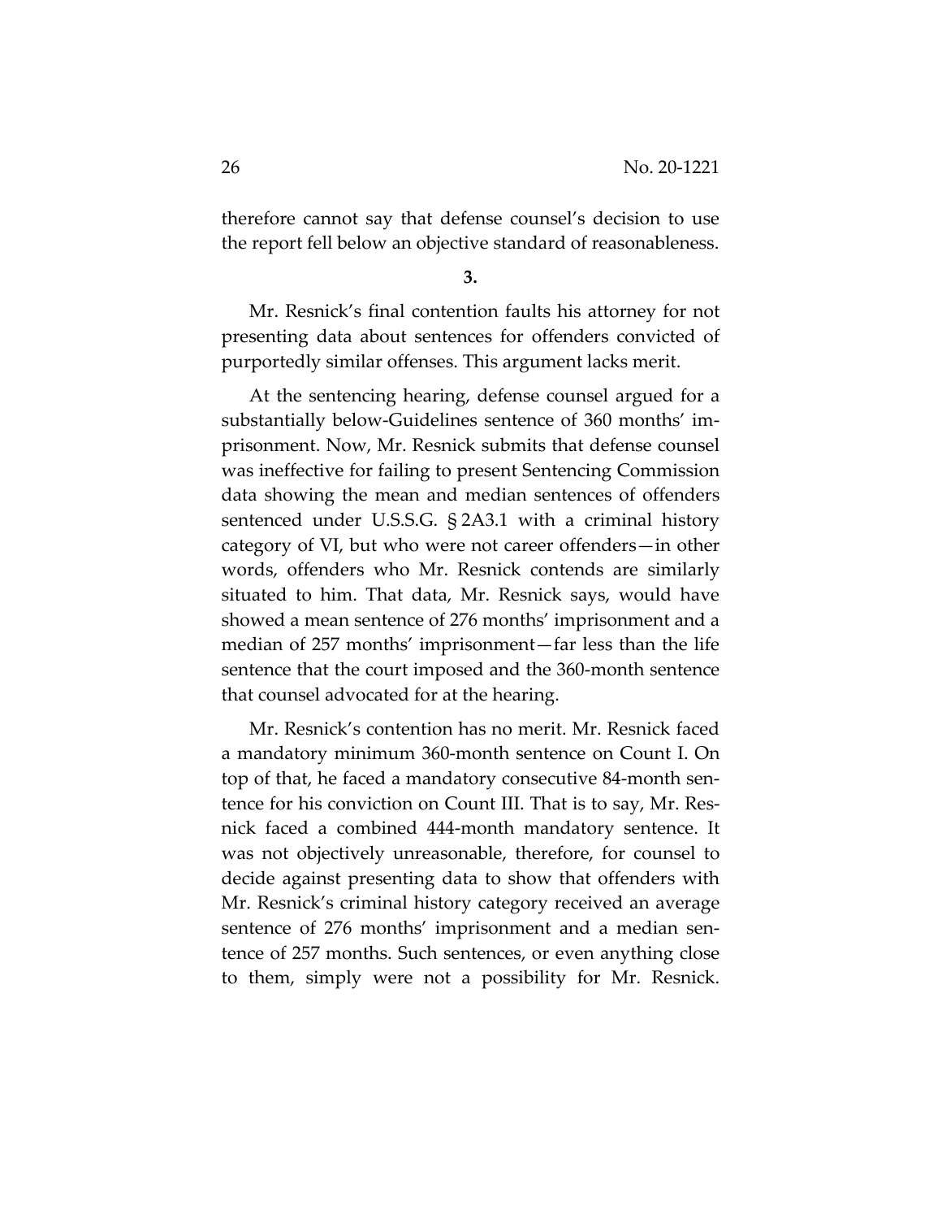therefore cannot say that defense counsel's decision to use the report fell below an objective standard of reasonableness.

**3.**

Mr. Resnick's final contention faults his attorney for not presenting data about sentences for offenders convicted of purportedly similar offenses. This argument lacks merit.

At the sentencing hearing, defense counsel argued for a substantially below-Guidelines sentence of 360 months' imprisonment. Now, Mr. Resnick submits that defense counsel was ineffective for failing to present Sentencing Commission data showing the mean and median sentences of offenders sentenced under U.S.S.G. § 2A3.1 with a criminal history category of VI, but who were not career offenders—in other words, offenders who Mr. Resnick contends are similarly situated to him. That data, Mr. Resnick says, would have showed a mean sentence of 276 months' imprisonment and a median of 257 months' imprisonment—far less than the life sentence that the court imposed and the 360-month sentence that counsel advocated for at the hearing.

Mr. Resnick's contention has no merit. Mr. Resnick faced a mandatory minimum 360-month sentence on Count I. On top of that, he faced a mandatory consecutive 84-month sentence for his conviction on Count III. That is to say, Mr. Resnick faced a combined 444-month mandatory sentence. It was not objectively unreasonable, therefore, for counsel to decide against presenting data to show that offenders with Mr. Resnick's criminal history category received an average sentence of 276 months' imprisonment and a median sentence of 257 months. Such sentences, or even anything close to them, simply were not a possibility for Mr. Resnick.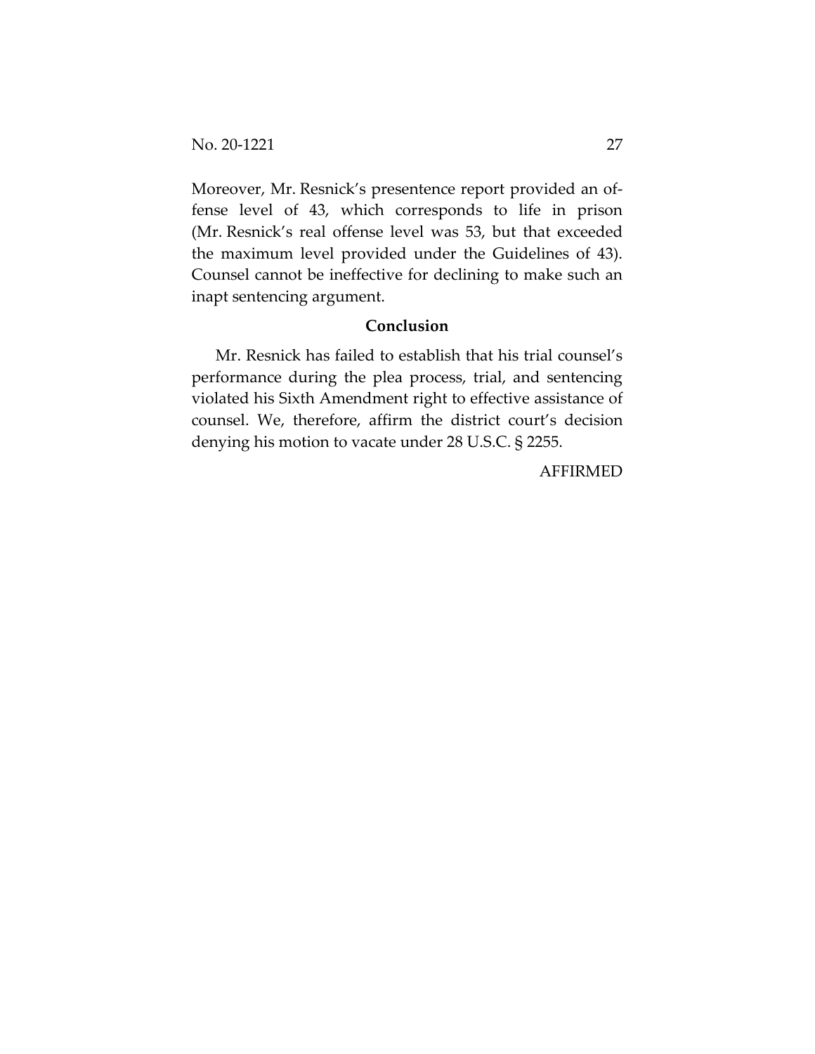Moreover, Mr. Resnick's presentence report provided an offense level of 43, which corresponds to life in prison (Mr. Resnick's real offense level was 53, but that exceeded the maximum level provided under the Guidelines of 43). Counsel cannot be ineffective for declining to make such an inapt sentencing argument.

## Conclusion

Mr. Resnick has failed to establish that his trial counsel's performance during the plea process, trial, and sentencing violated his Sixth Amendment right to effective assistance of counsel. We, therefore, affirm the district court's decision denying his motion to vacate under 28 U.S.C. § 2255.

AFFIRMED